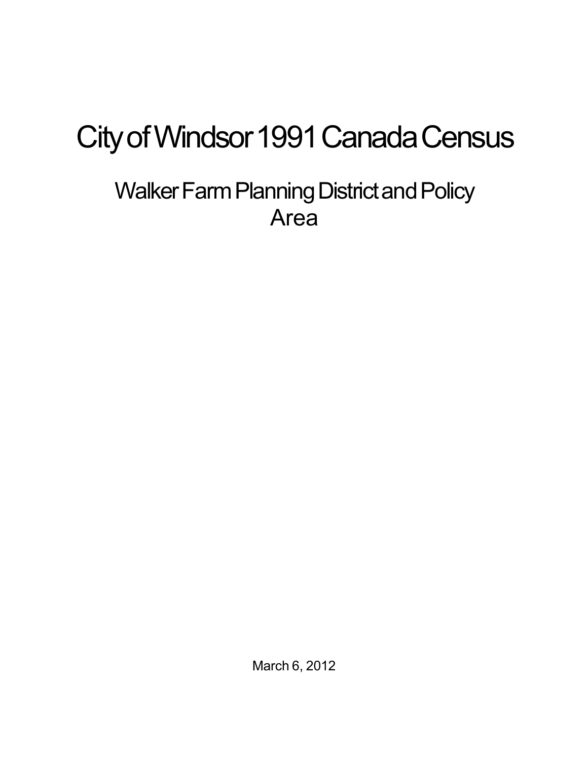# City of Windsor 1991 Canada Census

## Walker Farm Planning District and Policy Area

March 6, 2012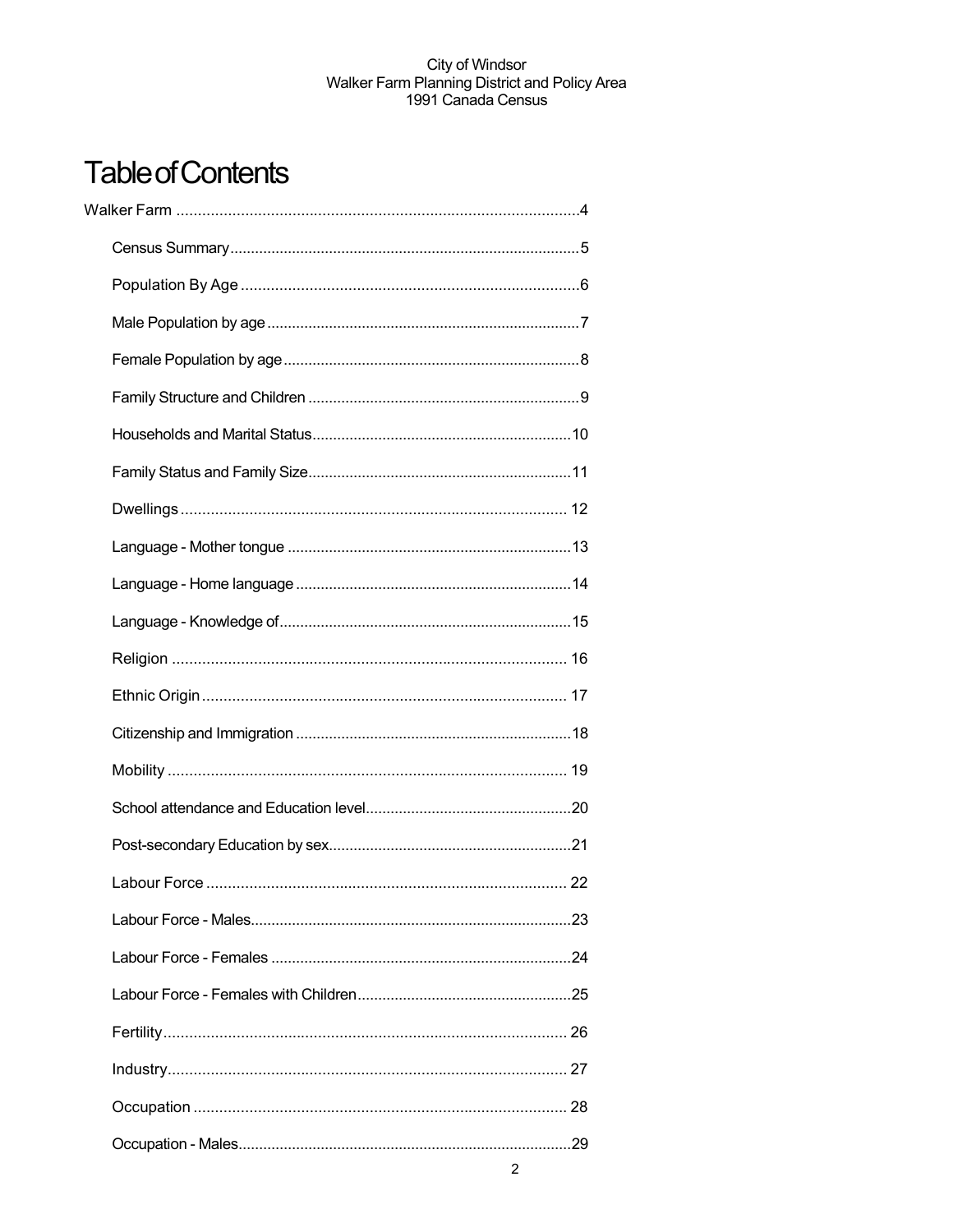# Table of Contents

Walker Farm ....................................................................................4

- Census Summary ....................................................................................5
- Population By Age ....................................................................................6
- Male Population by age ....................................................................................7
- Female Population by age ....................................................................................8
- Family Structure and Children ....................................................................................9
- Households and Marital Status ....................................................................................10
- Family Status and Family Size ....................................................................................11
- Dwellings .................................................................................... 12
- Language - Mother tongue ....................................................................................13
- Language - Home language ....................................................................................14
- Language - Knowledge of ....................................................................................15
- Religion .................................................................................... 16
- Ethnic Origin .................................................................................... 17
- Citizenship and Immigration ....................................................................................18
- Mobility .................................................................................... 19
- School attendance and Education level ....................................................................................20
- Post-secondary Education by sex ....................................................................................21
- Labour Force .................................................................................... 22
- Labour Force - Males ....................................................................................23
- Labour Force - Females ....................................................................................24
- Labour Force - Females with Children ....................................................................................25
- Fertility .................................................................................... 26
- Industry .................................................................................... 27
- Occupation .................................................................................... 28
- Occupation - Males ....................................................................................29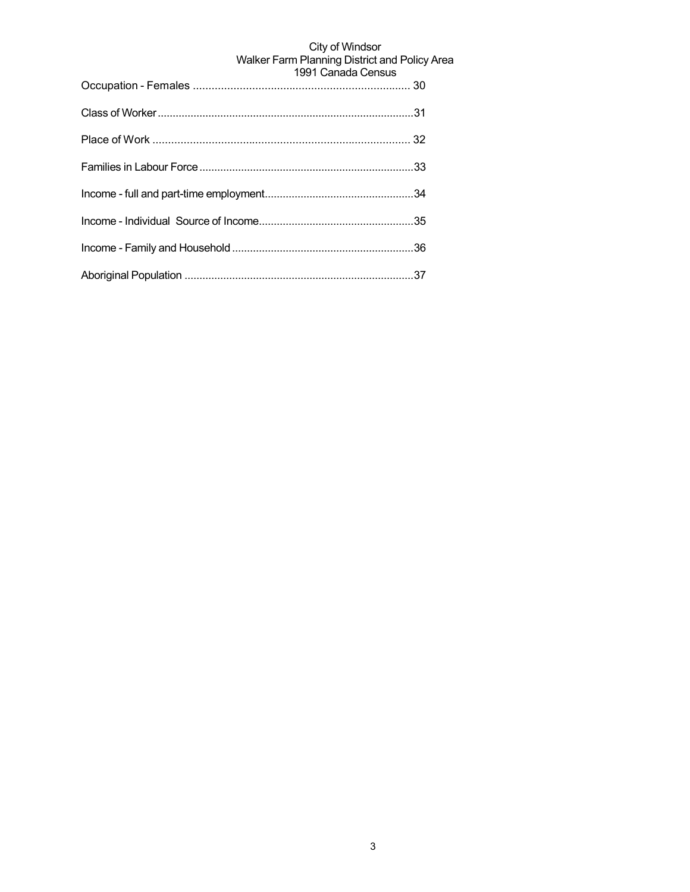Occupation - Females ...................................................................... 30

Class of Worker.....................................................................................31

Place of Work ...................................................................................... 32

Families in Labour Force.......................................................................33

Income - full and part-time employment..................................................34

Income - Individual Source of Income....................................................35

Income - Family and Household ............................................................36

Aboriginal Population ............................................................................37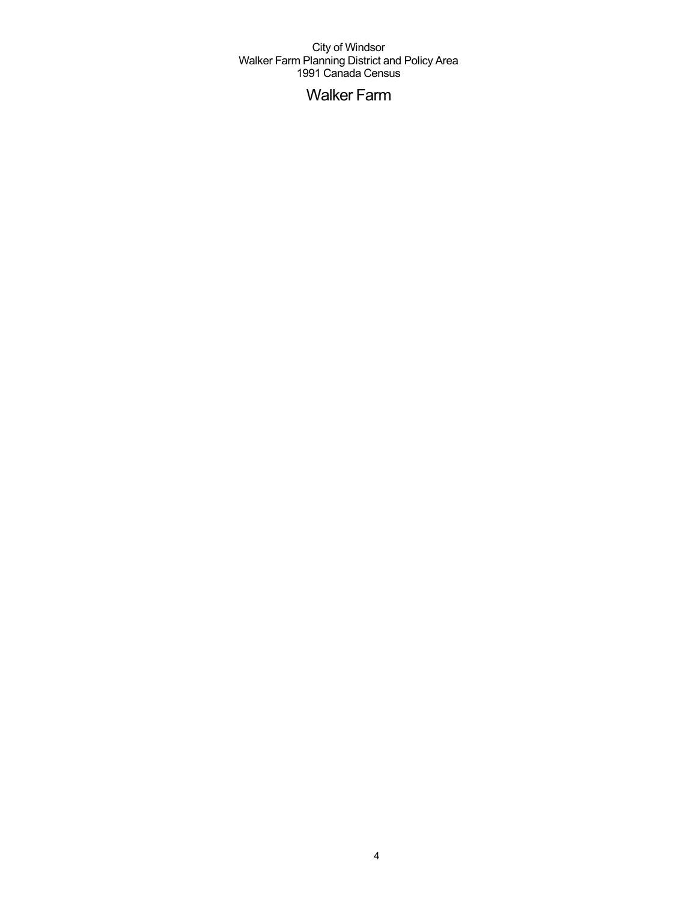City of Windsor
Walker Farm Planning District and Policy Area
1991 Canada Census

# Walker Farm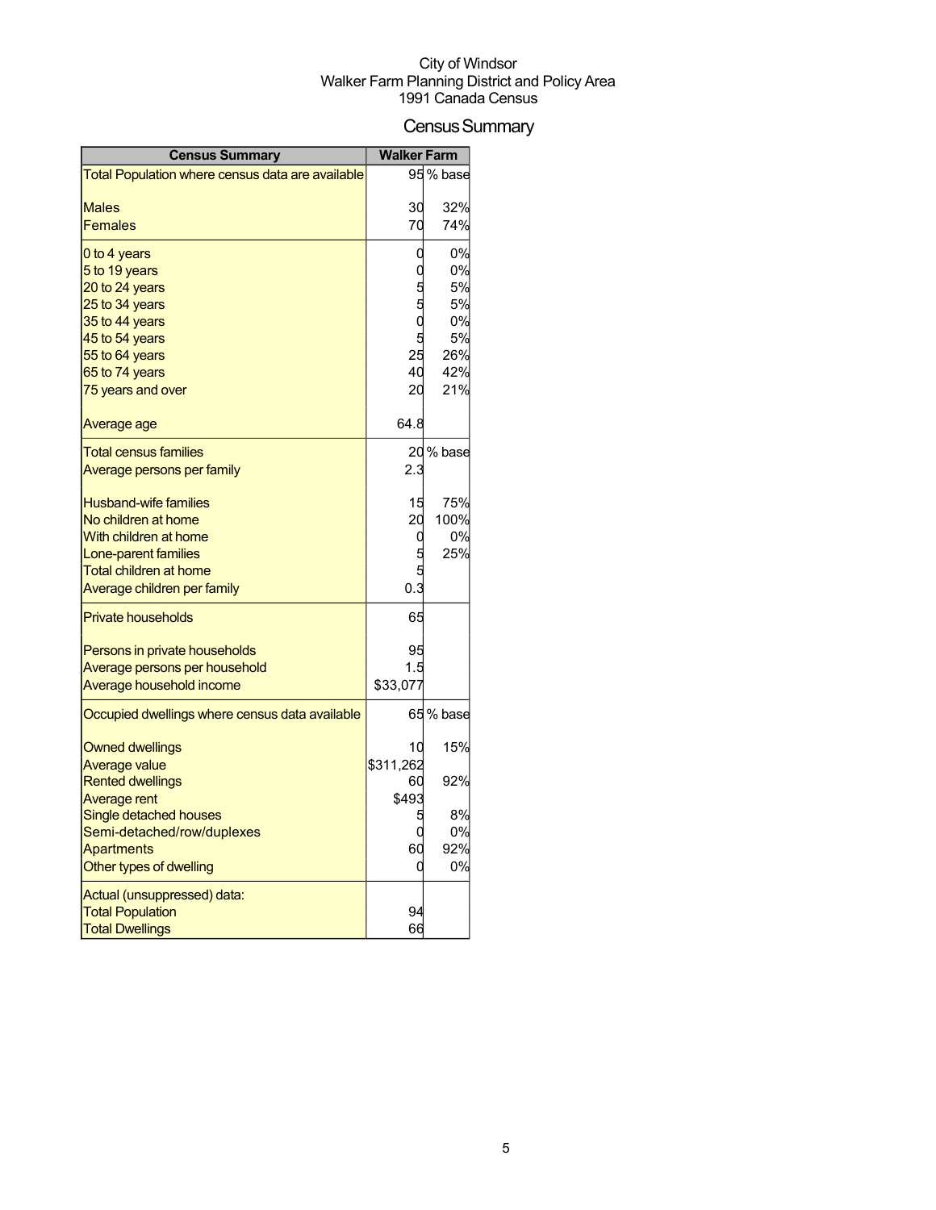City of Windsor
Walker Farm Planning District and Policy Area
1991 Canada Census

# Census Summary

| Census Summary | Walker Farm | |
|---|---|---|
| Total Population where census data are available | 95 | % base |
| Males | 30 | 32% |
| Females | 70 | 74% |
| 0 to 4 years | 0 | 0% |
| 5 to 19 years | 0 | 0% |
| 20 to 24 years | 5 | 5% |
| 25 to 34 years | 5 | 5% |
| 35 to 44 years | 0 | 0% |
| 45 to 54 years | 5 | 5% |
| 55 to 64 years | 25 | 26% |
| 65 to 74 years | 40 | 42% |
| 75 years and over | 20 | 21% |
| Average age | 64.8 | |
| Total census families | 20 | % base |
| Average persons per family | 2.3 | |
| Husband-wife families | 15 | 75% |
| No children at home | 20 | 100% |
| With children at home | 0 | 0% |
| Lone-parent families | 5 | 25% |
| Total children at home | 5 | |
| Average children per family | 0.3 | |
| Private households | 65 | |
| Persons in private households | 95 | |
| Average persons per household | 1.5 | |
| Average household income | $33,077 | |
| Occupied dwellings where census data available | 65 | % base |
| Owned dwellings | 10 | 15% |
| Average value | $311,262 | |
| Rented dwellings | 60 | 92% |
| Average rent | $493 | |
| Single detached houses | 5 | 8% |
| Semi-detached/row/duplexes | 0 | 0% |
| Apartments | 60 | 92% |
| Other types of dwelling | 0 | 0% |
| Actual (unsuppressed) data: | | |
| Total Population | 94 | |
| Total Dwellings | 66 | |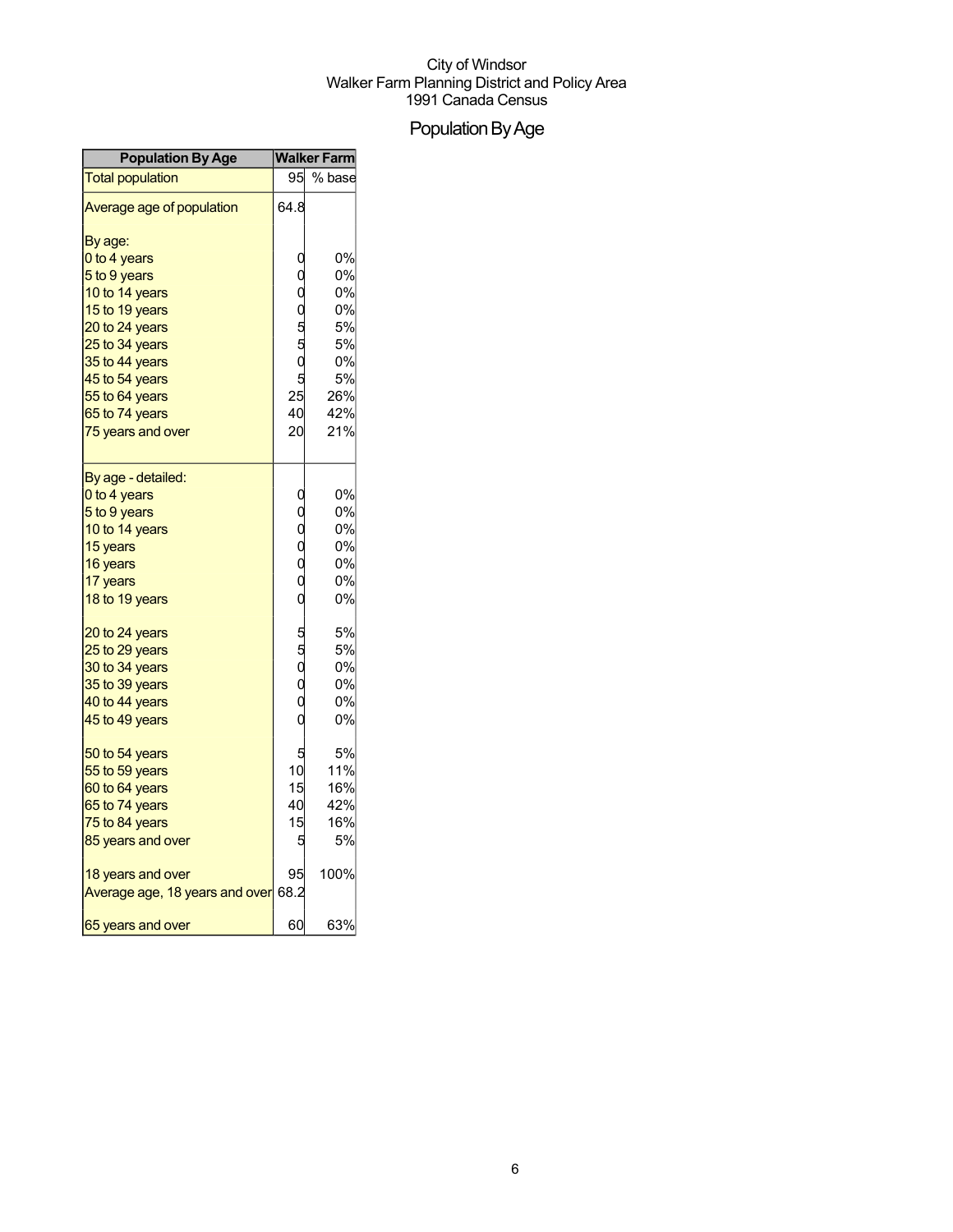City of Windsor
Walker Farm Planning District and Policy Area
1991 Canada Census

# Population By Age

| Population By Age | Walker Farm | |
|---|---|---|
| Total population | 95 | % base |
| Average age of population | 64.8 | |
| By age: | | |
| 0 to 4 years | 0 | 0% |
| 5 to 9 years | 0 | 0% |
| 10 to 14 years | 0 | 0% |
| 15 to 19 years | 0 | 0% |
| 20 to 24 years | 5 | 5% |
| 25 to 34 years | 5 | 5% |
| 35 to 44 years | 0 | 0% |
| 45 to 54 years | 5 | 5% |
| 55 to 64 years | 25 | 26% |
| 65 to 74 years | 40 | 42% |
| 75 years and over | 20 | 21% |
| By age - detailed: | | |
| 0 to 4 years | 0 | 0% |
| 5 to 9 years | 0 | 0% |
| 10 to 14 years | 0 | 0% |
| 15 years | 0 | 0% |
| 16 years | 0 | 0% |
| 17 years | 0 | 0% |
| 18 to 19 years | 0 | 0% |
| 20 to 24 years | 5 | 5% |
| 25 to 29 years | 5 | 5% |
| 30 to 34 years | 0 | 0% |
| 35 to 39 years | 0 | 0% |
| 40 to 44 years | 0 | 0% |
| 45 to 49 years | 0 | 0% |
| 50 to 54 years | 5 | 5% |
| 55 to 59 years | 10 | 11% |
| 60 to 64 years | 15 | 16% |
| 65 to 74 years | 40 | 42% |
| 75 to 84 years | 15 | 16% |
| 85 years and over | 5 | 5% |
| 18 years and over | 95 | 100% |
| Average age, 18 years and over | 68.2 | |
| 65 years and over | 60 | 63% |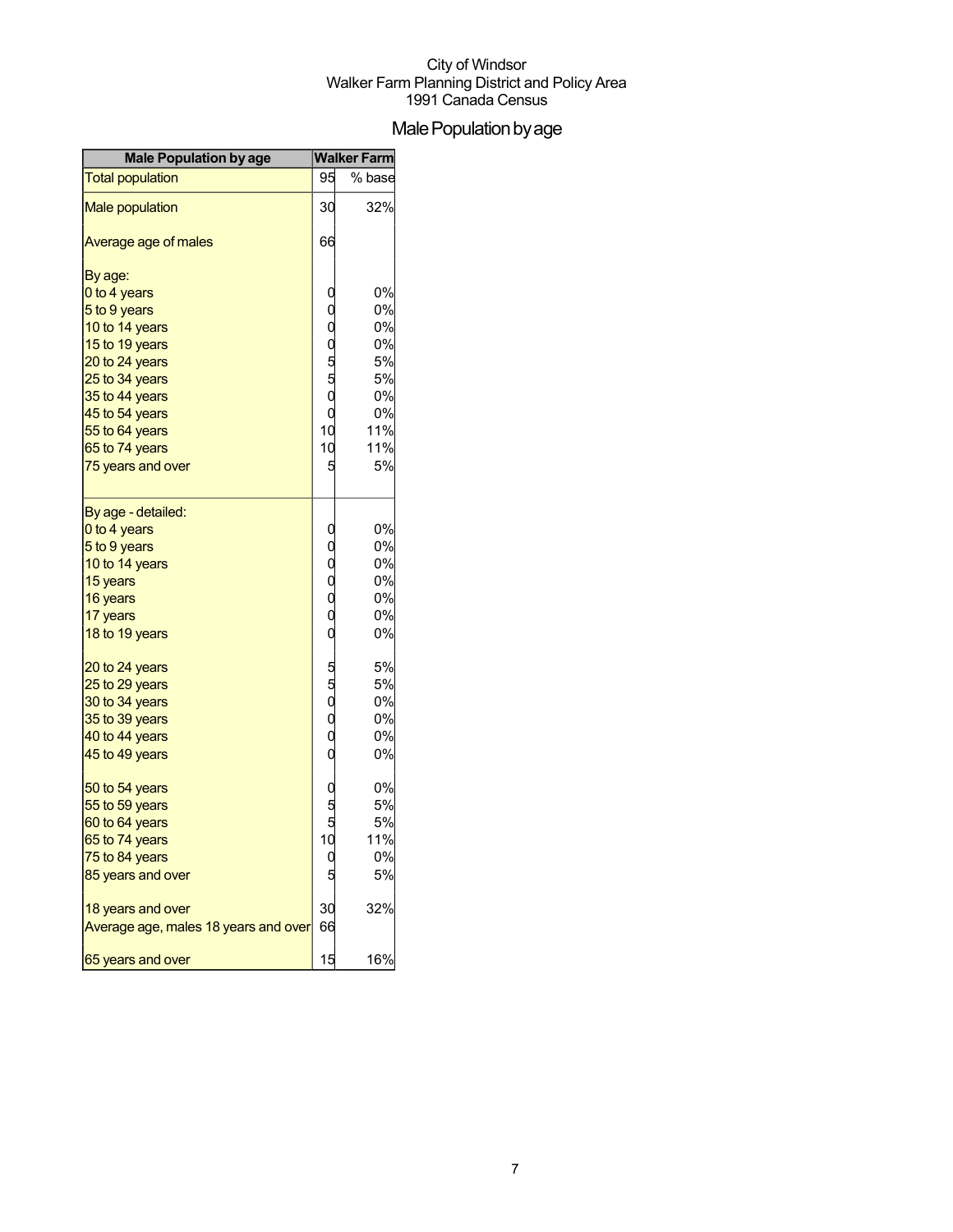City of Windsor
Walker Farm Planning District and Policy Area
1991 Canada Census

# Male Population by age

| Male Population by age | Walker Farm | |
|---|---|---|
| Total population | 95 | % base |
| Male population | 30 | 32% |
| Average age of males | 66 | |
| By age: | | |
| 0 to 4 years | 0 | 0% |
| 5 to 9 years | 0 | 0% |
| 10 to 14 years | 0 | 0% |
| 15 to 19 years | 0 | 0% |
| 20 to 24 years | 5 | 5% |
| 25 to 34 years | 5 | 5% |
| 35 to 44 years | 0 | 0% |
| 45 to 54 years | 0 | 0% |
| 55 to 64 years | 10 | 11% |
| 65 to 74 years | 10 | 11% |
| 75 years and over | 5 | 5% |
| By age - detailed: | | |
| 0 to 4 years | 0 | 0% |
| 5 to 9 years | 0 | 0% |
| 10 to 14 years | 0 | 0% |
| 15 years | 0 | 0% |
| 16 years | 0 | 0% |
| 17 years | 0 | 0% |
| 18 to 19 years | 0 | 0% |
| 20 to 24 years | 5 | 5% |
| 25 to 29 years | 5 | 5% |
| 30 to 34 years | 0 | 0% |
| 35 to 39 years | 0 | 0% |
| 40 to 44 years | 0 | 0% |
| 45 to 49 years | 0 | 0% |
| 50 to 54 years | 0 | 0% |
| 55 to 59 years | 5 | 5% |
| 60 to 64 years | 5 | 5% |
| 65 to 74 years | 10 | 11% |
| 75 to 84 years | 0 | 0% |
| 85 years and over | 5 | 5% |
| 18 years and over | 30 | 32% |
| Average age, males 18 years and over | 66 | |
| 65 years and over | 15 | 16% |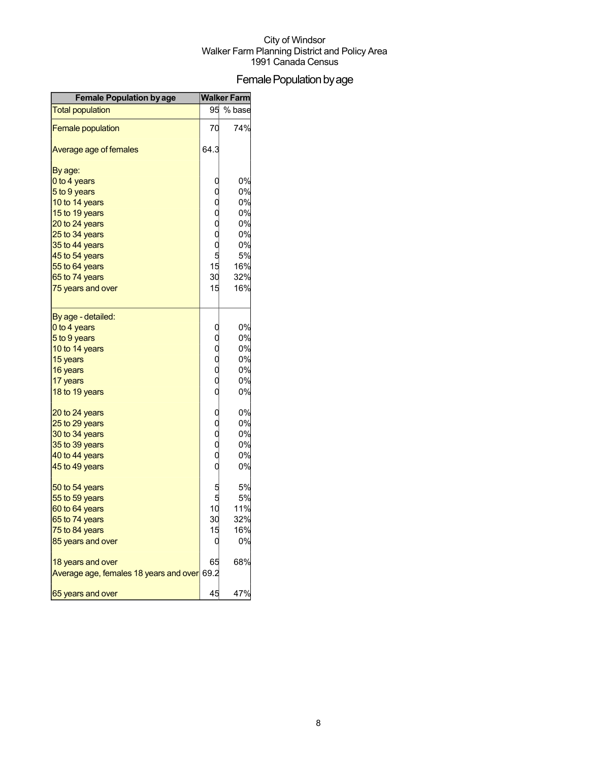City of Windsor
Walker Farm Planning District and Policy Area
1991 Canada Census

# Female Population by age

| Female Population by age | Walker Farm | |
|---|---|---|
| Total population | 95 | % base |
| Female population | 70 | 74% |
| Average age of females | 64.3 | |
| By age: | | |
| 0 to 4 years | 0 | 0% |
| 5 to 9 years | 0 | 0% |
| 10 to 14 years | 0 | 0% |
| 15 to 19 years | 0 | 0% |
| 20 to 24 years | 0 | 0% |
| 25 to 34 years | 0 | 0% |
| 35 to 44 years | 0 | 0% |
| 45 to 54 years | 5 | 5% |
| 55 to 64 years | 15 | 16% |
| 65 to 74 years | 30 | 32% |
| 75 years and over | 15 | 16% |
| By age - detailed: | | |
| 0 to 4 years | 0 | 0% |
| 5 to 9 years | 0 | 0% |
| 10 to 14 years | 0 | 0% |
| 15 years | 0 | 0% |
| 16 years | 0 | 0% |
| 17 years | 0 | 0% |
| 18 to 19 years | 0 | 0% |
| 20 to 24 years | 0 | 0% |
| 25 to 29 years | 0 | 0% |
| 30 to 34 years | 0 | 0% |
| 35 to 39 years | 0 | 0% |
| 40 to 44 years | 0 | 0% |
| 45 to 49 years | 0 | 0% |
| 50 to 54 years | 5 | 5% |
| 55 to 59 years | 5 | 5% |
| 60 to 64 years | 10 | 11% |
| 65 to 74 years | 30 | 32% |
| 75 to 84 years | 15 | 16% |
| 85 years and over | 0 | 0% |
| 18 years and over | 65 | 68% |
| Average age, females 18 years and over | 69.2 | |
| 65 years and over | 45 | 47% |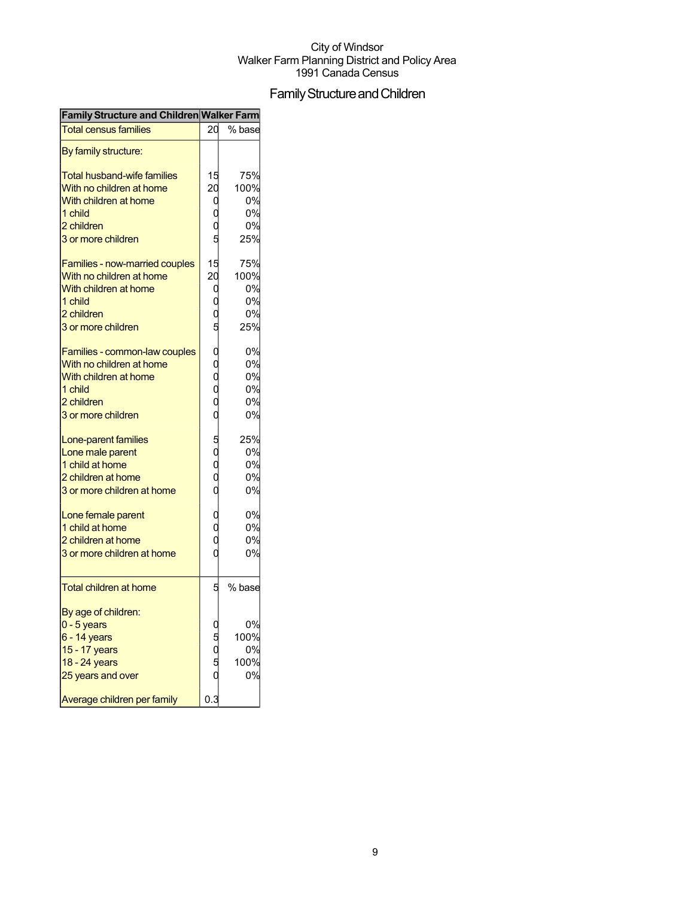City of Windsor
Walker Farm Planning District and Policy Area
1991 Canada Census

# Family Structure and Children

| Family Structure and Children | Walker Farm | |
|---|---|---|
| Total census families | 20 | % base |
| By family structure: | | |
| Total husband-wife families | 15 | 75% |
| With no children at home | 20 | 100% |
| With children at home | 0 | 0% |
| 1 child | 0 | 0% |
| 2 children | 0 | 0% |
| 3 or more children | 5 | 25% |
| Families - now-married couples | 15 | 75% |
| With no children at home | 20 | 100% |
| With children at home | 0 | 0% |
| 1 child | 0 | 0% |
| 2 children | 0 | 0% |
| 3 or more children | 5 | 25% |
| Families - common-law couples | 0 | 0% |
| With no children at home | 0 | 0% |
| With children at home | 0 | 0% |
| 1 child | 0 | 0% |
| 2 children | 0 | 0% |
| 3 or more children | 0 | 0% |
| Lone-parent families | 5 | 25% |
| Lone male parent | 0 | 0% |
| 1 child at home | 0 | 0% |
| 2 children at home | 0 | 0% |
| 3 or more children at home | 0 | 0% |
| Lone female parent | 0 | 0% |
| 1 child at home | 0 | 0% |
| 2 children at home | 0 | 0% |
| 3 or more children at home | 0 | 0% |
| Total children at home | 5 | % base |
| By age of children: | | |
| 0 - 5 years | 0 | 0% |
| 6 - 14 years | 5 | 100% |
| 15 - 17 years | 0 | 0% |
| 18 - 24 years | 5 | 100% |
| 25 years and over | 0 | 0% |
| Average children per family | 0.3 | |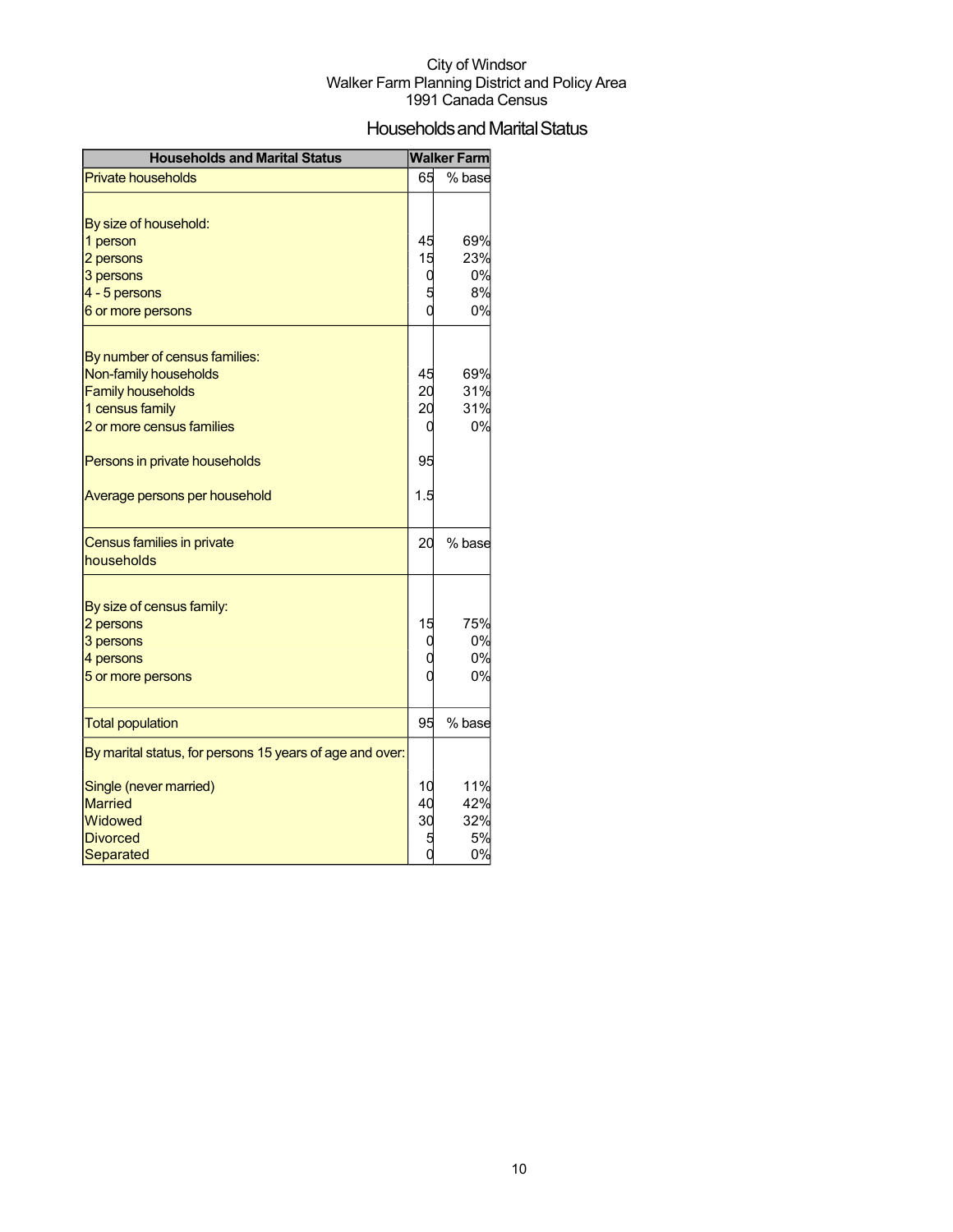City of Windsor
Walker Farm Planning District and Policy Area
1991 Canada Census

# Households and Marital Status

| Households and Marital Status | Walker Farm | |
|---|---|---|
| Private households | 65 | % base |
| | | |
| By size of household: | | |
| 1 person | 45 | 69% |
| 2 persons | 15 | 23% |
| 3 persons | 0 | 0% |
| 4 - 5 persons | 5 | 8% |
| 6 or more persons | 0 | 0% |
| | | |
| By number of census families: | | |
| Non-family households | 45 | 69% |
| Family households | 20 | 31% |
| 1 census family | 20 | 31% |
| 2 or more census families | 0 | 0% |
| | | |
| Persons in private households | 95 | |
| | | |
| Average persons per household | 1.5 | |
| Census families in private households | 20 | % base |
| | | |
| By size of census family: | | |
| 2 persons | 15 | 75% |
| 3 persons | 0 | 0% |
| 4 persons | 0 | 0% |
| 5 or more persons | 0 | 0% |
| Total population | 95 | % base |
| By marital status, for persons 15 years of age and over: | | |
| Single (never married) | 10 | 11% |
| Married | 40 | 42% |
| Widowed | 30 | 32% |
| Divorced | 5 | 5% |
| Separated | 0 | 0% |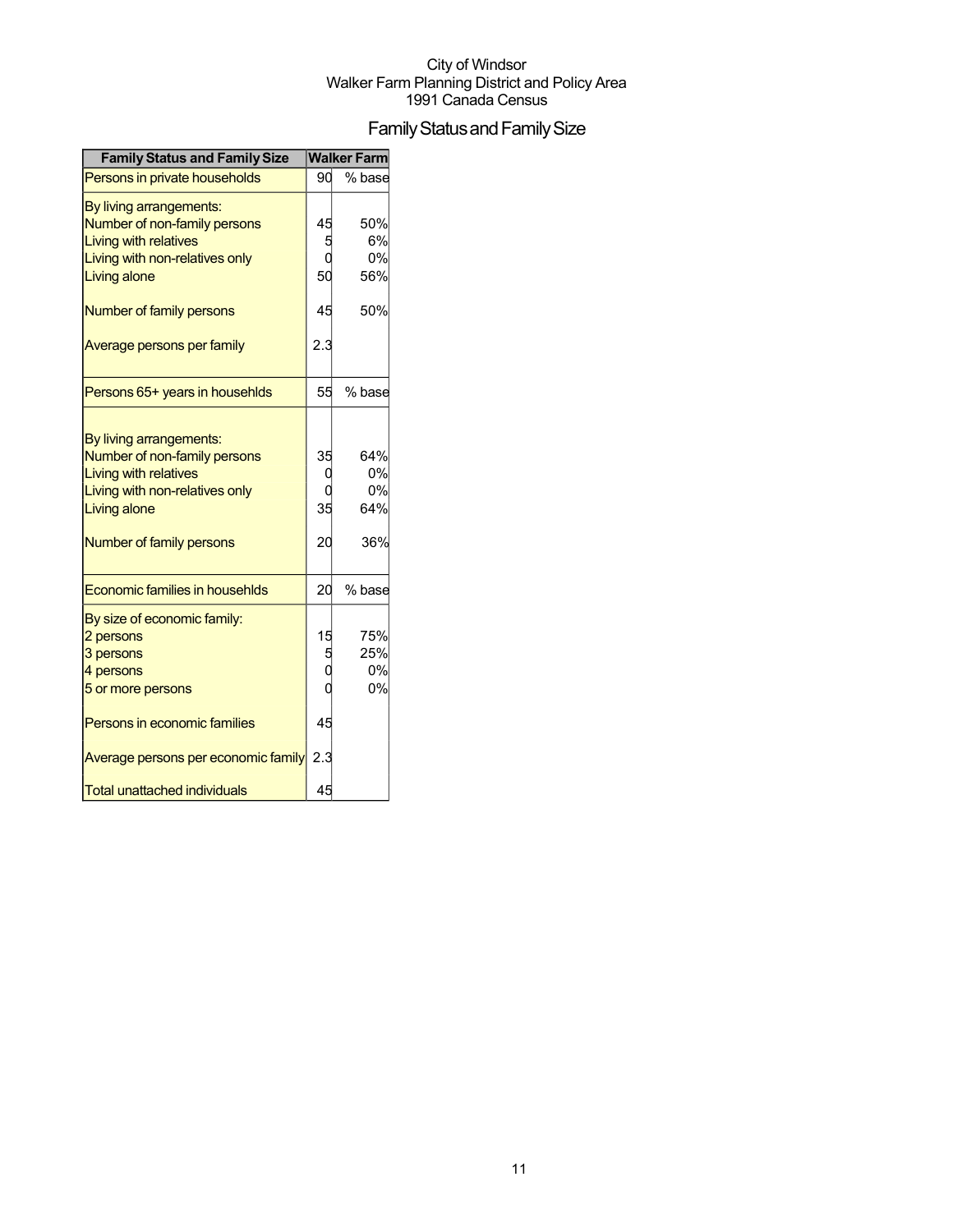City of Windsor
Walker Farm Planning District and Policy Area
1991 Canada Census

# Family Status and Family Size

| Family Status and Family Size | Walker Farm | |
|---|---|---|
| Persons in private households | 90 | % base |
| By living arrangements: | | |
| Number of non-family persons | 45 | 50% |
| Living with relatives | 5 | 6% |
| Living with non-relatives only | 0 | 0% |
| Living alone | 50 | 56% |
| Number of family persons | 45 | 50% |
| Average persons per family | 2.3 | |
| Persons 65+ years in househlds | 55 | % base |
| By living arrangements: | | |
| Number of non-family persons | 35 | 64% |
| Living with relatives | 0 | 0% |
| Living with non-relatives only | 0 | 0% |
| Living alone | 35 | 64% |
| Number of family persons | 20 | 36% |
| Economic families in househlds | 20 | % base |
| By size of economic family: | | |
| 2 persons | 15 | 75% |
| 3 persons | 5 | 25% |
| 4 persons | 0 | 0% |
| 5 or more persons | 0 | 0% |
| Persons in economic families | 45 | |
| Average persons per economic family | 2.3 | |
| Total unattached individuals | 45 | |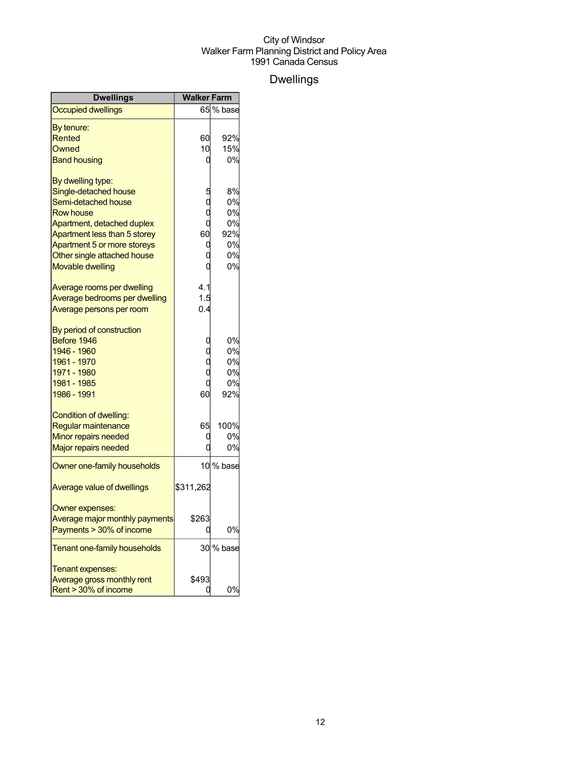City of Windsor
Walker Farm Planning District and Policy Area
1991 Canada Census

# Dwellings

| Dwellings | Walker Farm | |
|---|---|---|
| Occupied dwellings | 65 | % base |
| By tenure: | | |
| Rented | 60 | 92% |
| Owned | 10 | 15% |
| Band housing | 0 | 0% |
| By dwelling type: | | |
| Single-detached house | 5 | 8% |
| Semi-detached house | 0 | 0% |
| Row house | 0 | 0% |
| Apartment, detached duplex | 0 | 0% |
| Apartment less than 5 storey | 60 | 92% |
| Apartment 5 or more storeys | 0 | 0% |
| Other single attached house | 0 | 0% |
| Movable dwelling | 0 | 0% |
| Average rooms per dwelling | 4.1 | |
| Average bedrooms per dwelling | 1.5 | |
| Average persons per room | 0.4 | |
| By period of construction | | |
| Before 1946 | 0 | 0% |
| 1946 - 1960 | 0 | 0% |
| 1961 - 1970 | 0 | 0% |
| 1971 - 1980 | 0 | 0% |
| 1981 - 1985 | 0 | 0% |
| 1986 - 1991 | 60 | 92% |
| Condition of dwelling: | | |
| Regular maintenance | 65 | 100% |
| Minor repairs needed | 0 | 0% |
| Major repairs needed | 0 | 0% |
| Owner one-family households | 10 | % base |
| Average value of dwellings | $311,262 | |
| Owner expenses: | | |
| Average major monthly payments | $263 | |
| Payments > 30% of income | 0 | 0% |
| Tenant one-family households | 30 | % base |
| Tenant expenses: | | |
| Average gross monthly rent | $493 | |
| Rent > 30% of income | 0 | 0% |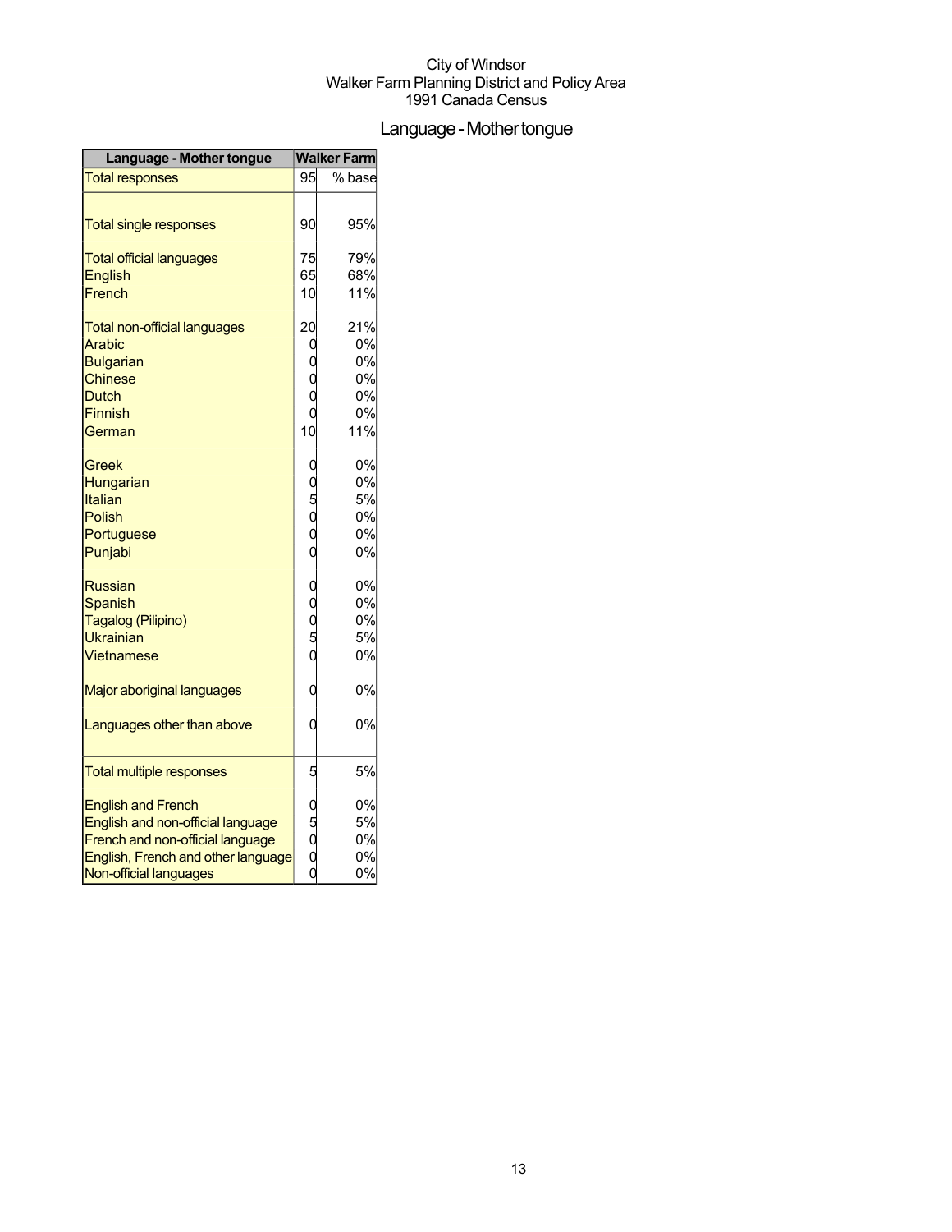City of Windsor
Walker Farm Planning District and Policy Area
1991 Canada Census

# Language - Mother tongue

| Language - Mother tongue | Walker Farm | |
|---|---|---|
| Total responses | 95 | % base |
| Total single responses | 90 | 95% |
| Total official languages | 75 | 79% |
| English | 65 | 68% |
| French | 10 | 11% |
| Total non-official languages | 20 | 21% |
| Arabic | 0 | 0% |
| Bulgarian | 0 | 0% |
| Chinese | 0 | 0% |
| Dutch | 0 | 0% |
| Finnish | 0 | 0% |
| German | 10 | 11% |
| Greek | 0 | 0% |
| Hungarian | 0 | 0% |
| Italian | 5 | 5% |
| Polish | 0 | 0% |
| Portuguese | 0 | 0% |
| Punjabi | 0 | 0% |
| Russian | 0 | 0% |
| Spanish | 0 | 0% |
| Tagalog (Pilipino) | 0 | 0% |
| Ukrainian | 5 | 5% |
| Vietnamese | 0 | 0% |
| Major aboriginal languages | 0 | 0% |
| Languages other than above | 0 | 0% |
| Total multiple responses | 5 | 5% |
| English and French | 0 | 0% |
| English and non-official language | 5 | 5% |
| French and non-official language | 0 | 0% |
| English, French and other language | 0 | 0% |
| Non-official languages | 0 | 0% |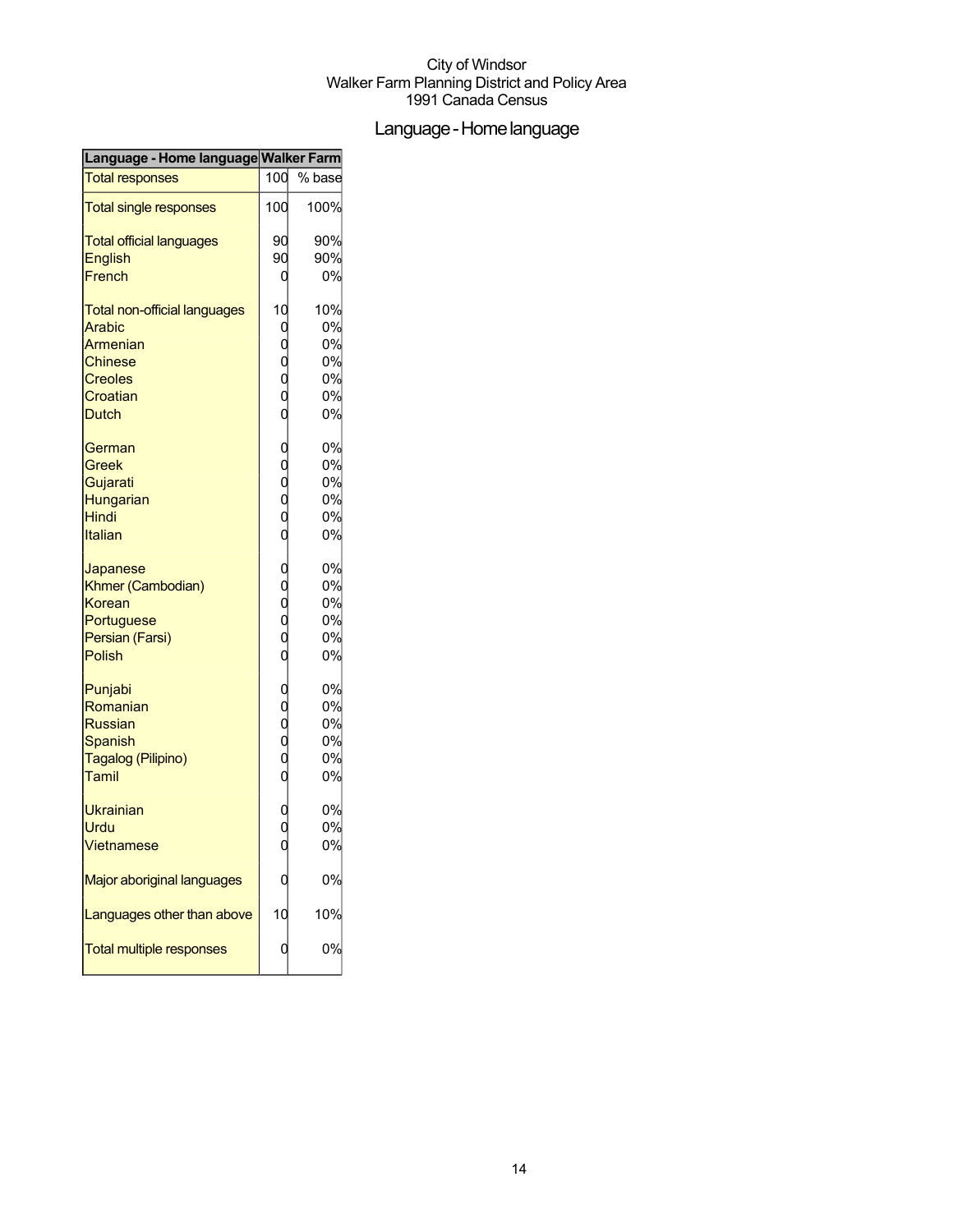City of Windsor
Walker Farm Planning District and Policy Area
1991 Canada Census

# Language - Home language

| Language - Home language | Walker Farm | |
|---|---|---|
| Total responses | 100 | % base |
| Total single responses | 100 | 100% |
| Total official languages | 90 | 90% |
| English | 90 | 90% |
| French | 0 | 0% |
| Total non-official languages | 10 | 10% |
| Arabic | 0 | 0% |
| Armenian | 0 | 0% |
| Chinese | 0 | 0% |
| Creoles | 0 | 0% |
| Croatian | 0 | 0% |
| Dutch | 0 | 0% |
| German | 0 | 0% |
| Greek | 0 | 0% |
| Gujarati | 0 | 0% |
| Hungarian | 0 | 0% |
| Hindi | 0 | 0% |
| Italian | 0 | 0% |
| Japanese | 0 | 0% |
| Khmer (Cambodian) | 0 | 0% |
| Korean | 0 | 0% |
| Portuguese | 0 | 0% |
| Persian (Farsi) | 0 | 0% |
| Polish | 0 | 0% |
| Punjabi | 0 | 0% |
| Romanian | 0 | 0% |
| Russian | 0 | 0% |
| Spanish | 0 | 0% |
| Tagalog (Pilipino) | 0 | 0% |
| Tamil | 0 | 0% |
| Ukrainian | 0 | 0% |
| Urdu | 0 | 0% |
| Vietnamese | 0 | 0% |
| Major aboriginal languages | 0 | 0% |
| Languages other than above | 10 | 10% |
| Total multiple responses | 0 | 0% |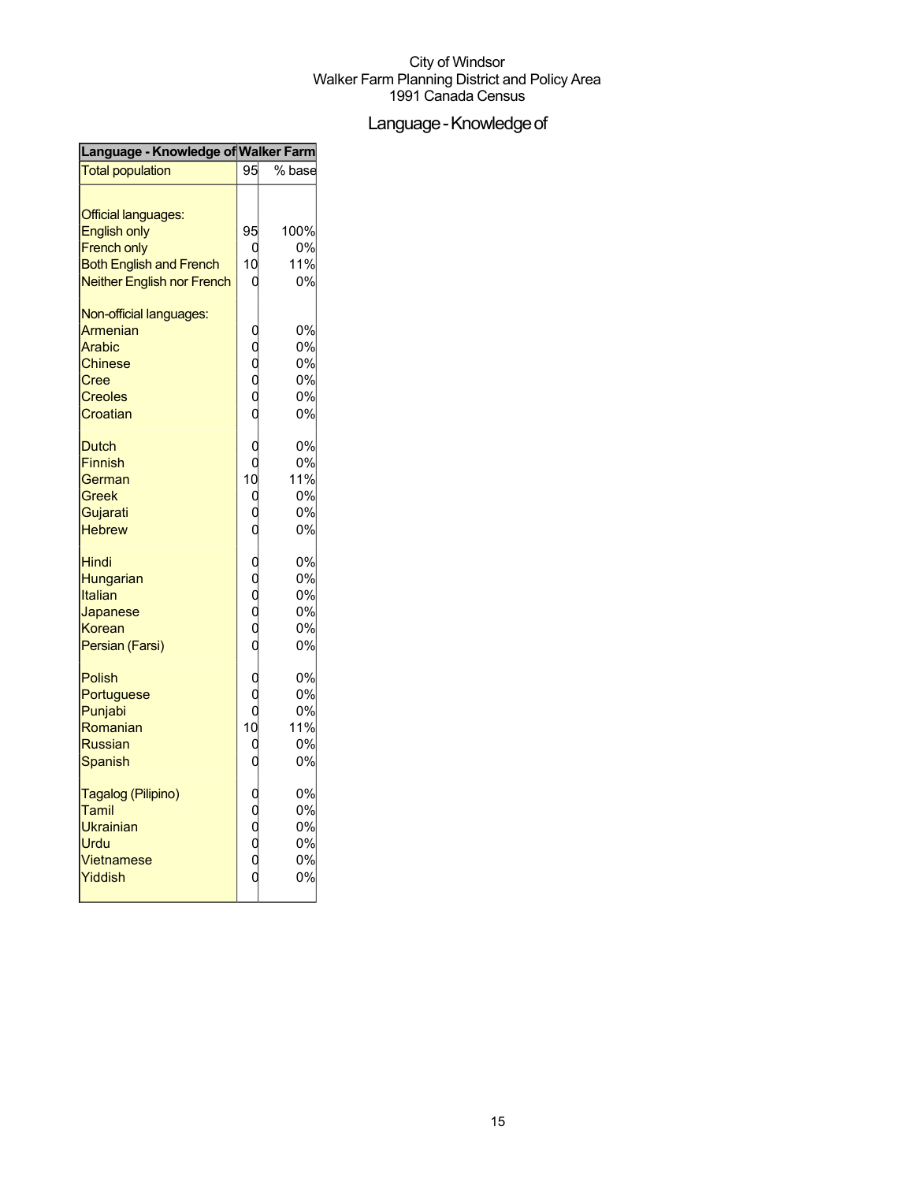City of Windsor
Walker Farm Planning District and Policy Area
1991 Canada Census

# Language - Knowledge of

| Language - Knowledge of | Walker Farm | |
|---|---|---|
| Total population | 95 | % base |
| | | |
| Official languages: | | |
| English only | 95 | 100% |
| French only | 0 | 0% |
| Both English and French | 10 | 11% |
| Neither English nor French | 0 | 0% |
| | | |
| Non-official languages: | | |
| Armenian | 0 | 0% |
| Arabic | 0 | 0% |
| Chinese | 0 | 0% |
| Cree | 0 | 0% |
| Creoles | 0 | 0% |
| Croatian | 0 | 0% |
| | | |
| Dutch | 0 | 0% |
| Finnish | 0 | 0% |
| German | 10 | 11% |
| Greek | 0 | 0% |
| Gujarati | 0 | 0% |
| Hebrew | 0 | 0% |
| | | |
| Hindi | 0 | 0% |
| Hungarian | 0 | 0% |
| Italian | 0 | 0% |
| Japanese | 0 | 0% |
| Korean | 0 | 0% |
| Persian (Farsi) | 0 | 0% |
| | | |
| Polish | 0 | 0% |
| Portuguese | 0 | 0% |
| Punjabi | 0 | 0% |
| Romanian | 10 | 11% |
| Russian | 0 | 0% |
| Spanish | 0 | 0% |
| | | |
| Tagalog (Pilipino) | 0 | 0% |
| Tamil | 0 | 0% |
| Ukrainian | 0 | 0% |
| Urdu | 0 | 0% |
| Vietnamese | 0 | 0% |
| Yiddish | 0 | 0% |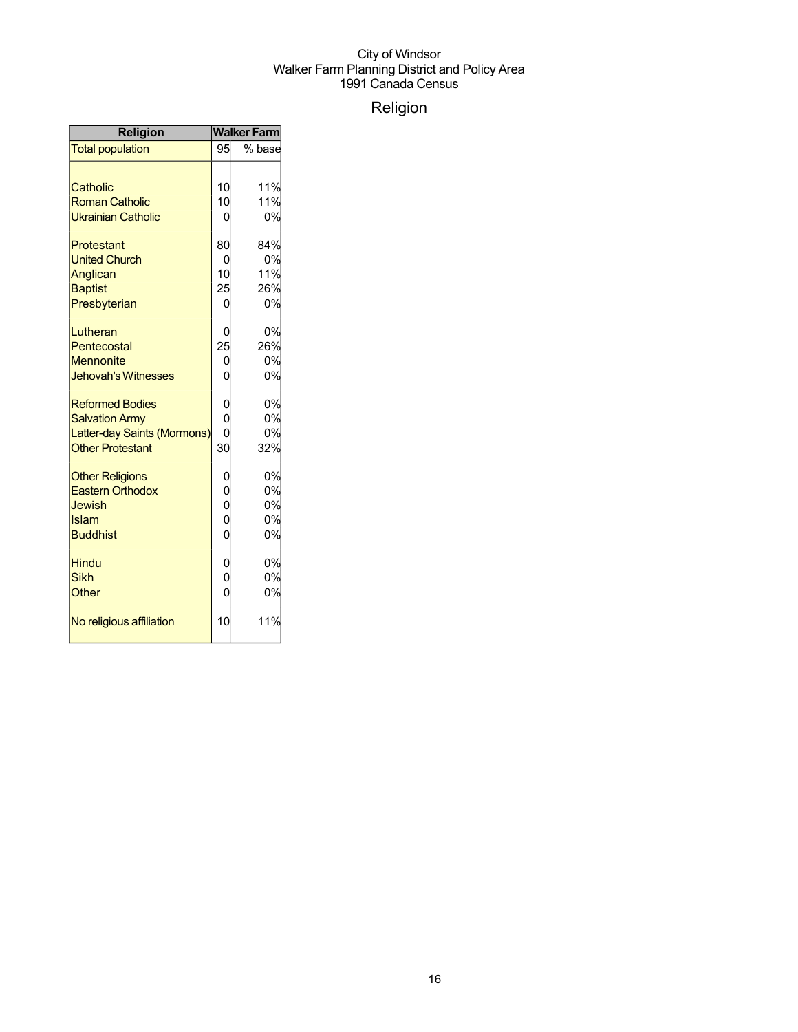City of Windsor
Walker Farm Planning District and Policy Area
1991 Canada Census

# Religion

| Religion | Walker Farm | |
|---|---|---|
| Total population | 95 | % base |
| | | |
| Catholic | 10 | 11% |
| Roman Catholic | 10 | 11% |
| Ukrainian Catholic | 0 | 0% |
| | | |
| Protestant | 80 | 84% |
| United Church | 0 | 0% |
| Anglican | 10 | 11% |
| Baptist | 25 | 26% |
| Presbyterian | 0 | 0% |
| | | |
| Lutheran | 0 | 0% |
| Pentecostal | 25 | 26% |
| Mennonite | 0 | 0% |
| Jehovah's Witnesses | 0 | 0% |
| | | |
| Reformed Bodies | 0 | 0% |
| Salvation Army | 0 | 0% |
| Latter-day Saints (Mormons) | 0 | 0% |
| Other Protestant | 30 | 32% |
| | | |
| Other Religions | 0 | 0% |
| Eastern Orthodox | 0 | 0% |
| Jewish | 0 | 0% |
| Islam | 0 | 0% |
| Buddhist | 0 | 0% |
| | | |
| Hindu | 0 | 0% |
| Sikh | 0 | 0% |
| Other | 0 | 0% |
| | | |
| No religious affiliation | 10 | 11% |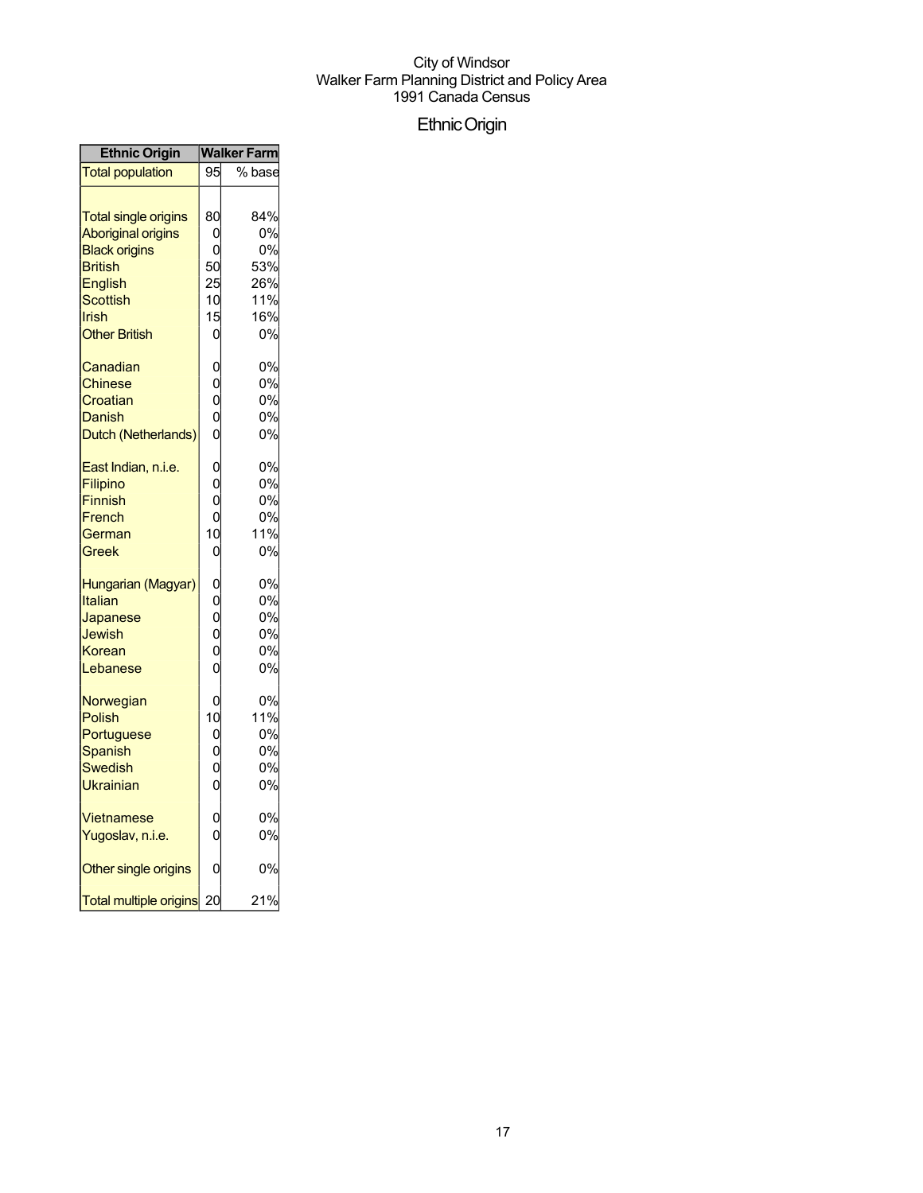City of Windsor
Walker Farm Planning District and Policy Area
1991 Canada Census

# Ethnic Origin

| Ethnic Origin | Walker Farm | |
|---|---|---|
| Total population | 95 | % base |
| | | |
| Total single origins | 80 | 84% |
| Aboriginal origins | 0 | 0% |
| Black origins | 0 | 0% |
| British | 50 | 53% |
| English | 25 | 26% |
| Scottish | 10 | 11% |
| Irish | 15 | 16% |
| Other British | 0 | 0% |
| | | |
| Canadian | 0 | 0% |
| Chinese | 0 | 0% |
| Croatian | 0 | 0% |
| Danish | 0 | 0% |
| Dutch (Netherlands) | 0 | 0% |
| | | |
| East Indian, n.i.e. | 0 | 0% |
| Filipino | 0 | 0% |
| Finnish | 0 | 0% |
| French | 0 | 0% |
| German | 10 | 11% |
| Greek | 0 | 0% |
| | | |
| Hungarian (Magyar) | 0 | 0% |
| Italian | 0 | 0% |
| Japanese | 0 | 0% |
| Jewish | 0 | 0% |
| Korean | 0 | 0% |
| Lebanese | 0 | 0% |
| | | |
| Norwegian | 0 | 0% |
| Polish | 10 | 11% |
| Portuguese | 0 | 0% |
| Spanish | 0 | 0% |
| Swedish | 0 | 0% |
| Ukrainian | 0 | 0% |
| | | |
| Vietnamese | 0 | 0% |
| Yugoslav, n.i.e. | 0 | 0% |
| | | |
| Other single origins | 0 | 0% |
| | | |
| Total multiple origins | 20 | 21% |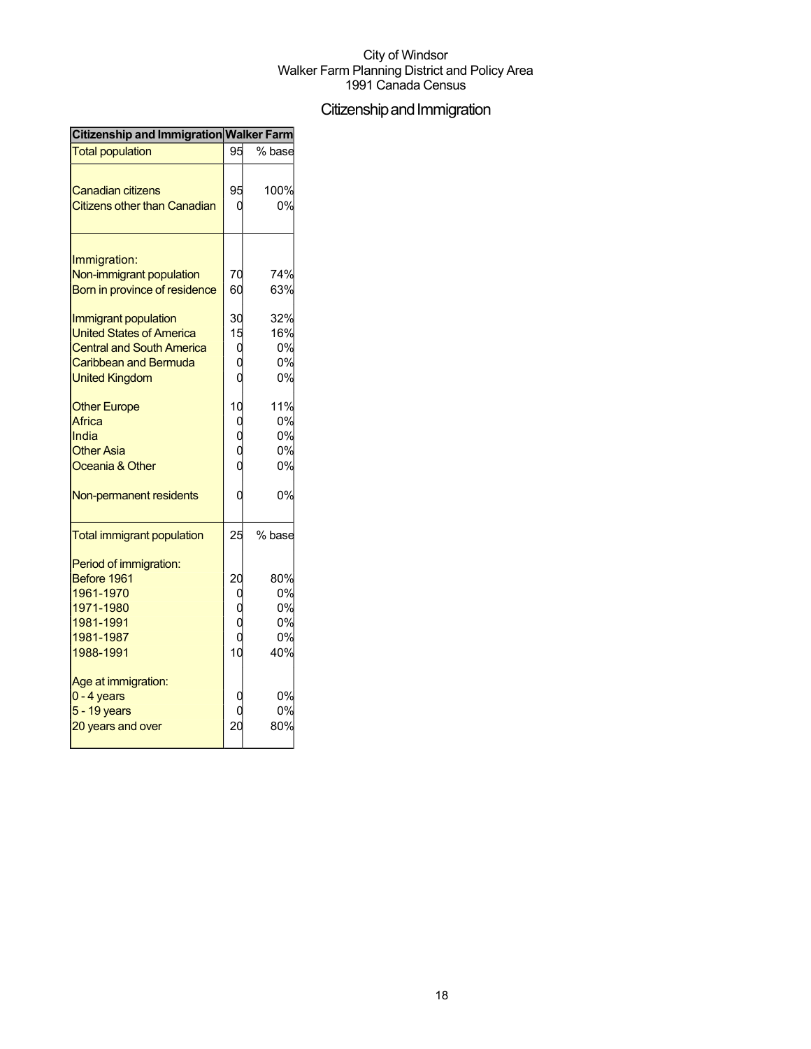City of Windsor
Walker Farm Planning District and Policy Area
1991 Canada Census

# Citizenship and Immigration

| Citizenship and Immigration | Walker Farm | |
|---|---|---|
| Total population | 95 | % base |
| Canadian citizens | 95 | 100% |
| Citizens other than Canadian | 0 | 0% |
| Immigration: | | |
| Non-immigrant population | 70 | 74% |
| Born in province of residence | 60 | 63% |
| Immigrant population | 30 | 32% |
| United States of America | 15 | 16% |
| Central and South America | 0 | 0% |
| Caribbean and Bermuda | 0 | 0% |
| United Kingdom | 0 | 0% |
| Other Europe | 10 | 11% |
| Africa | 0 | 0% |
| India | 0 | 0% |
| Other Asia | 0 | 0% |
| Oceania & Other | 0 | 0% |
| Non-permanent residents | 0 | 0% |
| Total immigrant population | 25 | % base |
| Period of immigration: | | |
| Before 1961 | 20 | 80% |
| 1961-1970 | 0 | 0% |
| 1971-1980 | 0 | 0% |
| 1981-1991 | 0 | 0% |
| 1981-1987 | 0 | 0% |
| 1988-1991 | 10 | 40% |
| Age at immigration: | | |
| 0 - 4 years | 0 | 0% |
| 5 - 19 years | 0 | 0% |
| 20 years and over | 20 | 80% |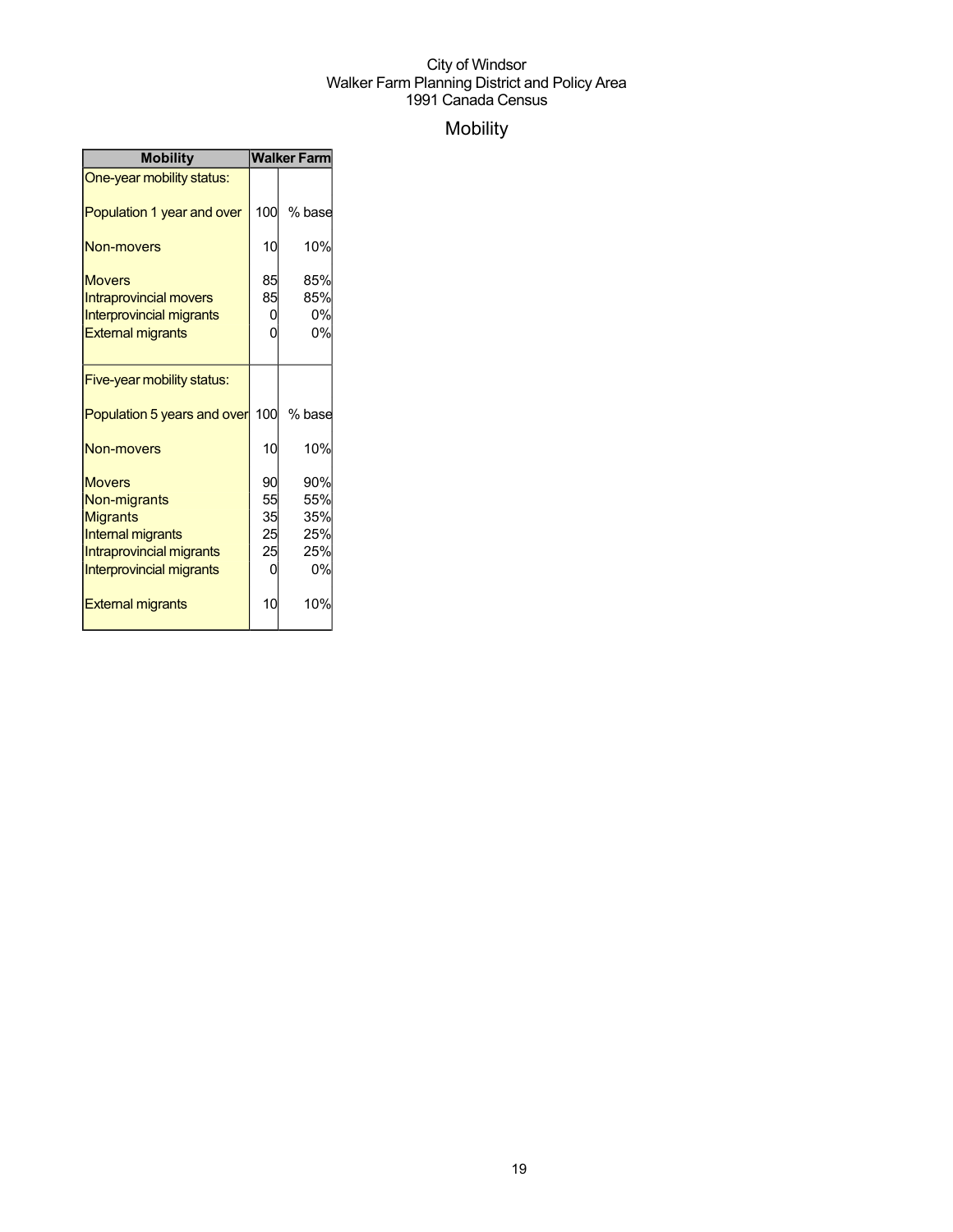City of Windsor
Walker Farm Planning District and Policy Area
1991 Canada Census

# Mobility

| Mobility | Walker Farm | |
|---|---|---|
| One-year mobility status: | | |
| Population 1 year and over | 100 | % base |
| Non-movers | 10 | 10% |
| Movers | 85 | 85% |
| Intraprovincial movers | 85 | 85% |
| Interprovincial migrants | 0 | 0% |
| External migrants | 0 | 0% |
| Five-year mobility status: | | |
| Population 5 years and over | 100 | % base |
| Non-movers | 10 | 10% |
| Movers | 90 | 90% |
| Non-migrants | 55 | 55% |
| Migrants | 35 | 35% |
| Internal migrants | 25 | 25% |
| Intraprovincial migrants | 25 | 25% |
| Interprovincial migrants | 0 | 0% |
| External migrants | 10 | 10% |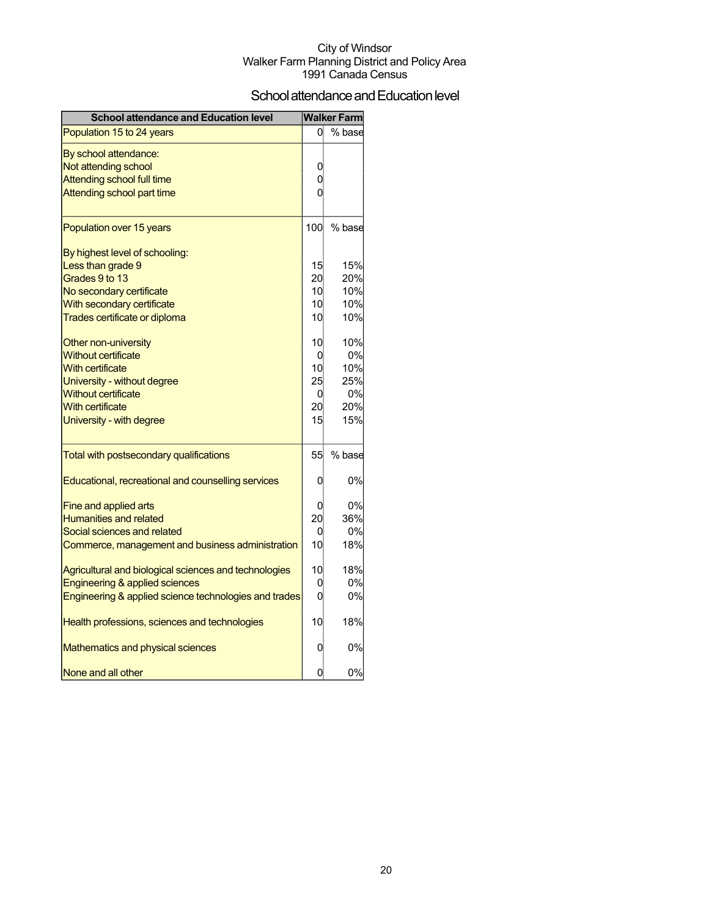City of Windsor
Walker Farm Planning District and Policy Area
1991 Canada Census

# School attendance and Education level

| School attendance and Education level | Walker Farm | |
|---|---|---|
| Population 15 to 24 years | 0 | % base |
| By school attendance: | | |
| Not attending school | 0 | |
| Attending school full time | 0 | |
| Attending school part time | 0 | |
| Population over 15 years | 100 | % base |
| By highest level of schooling: | | |
| Less than grade 9 | 15 | 15% |
| Grades 9 to 13 | 20 | 20% |
| No secondary certificate | 10 | 10% |
| With secondary certificate | 10 | 10% |
| Trades certificate or diploma | 10 | 10% |
| Other non-university | 10 | 10% |
| Without certificate | 0 | 0% |
| With certificate | 10 | 10% |
| University - without degree | 25 | 25% |
| Without certificate | 0 | 0% |
| With certificate | 20 | 20% |
| University - with degree | 15 | 15% |
| Total with postsecondary qualifications | 55 | % base |
| Educational, recreational and counselling services | 0 | 0% |
| Fine and applied arts | 0 | 0% |
| Humanities and related | 20 | 36% |
| Social sciences and related | 0 | 0% |
| Commerce, management and business administration | 10 | 18% |
| Agricultural and biological sciences and technologies | 10 | 18% |
| Engineering & applied sciences | 0 | 0% |
| Engineering & applied science technologies and trades | 0 | 0% |
| Health professions, sciences and technologies | 10 | 18% |
| Mathematics and physical sciences | 0 | 0% |
| None and all other | 0 | 0% |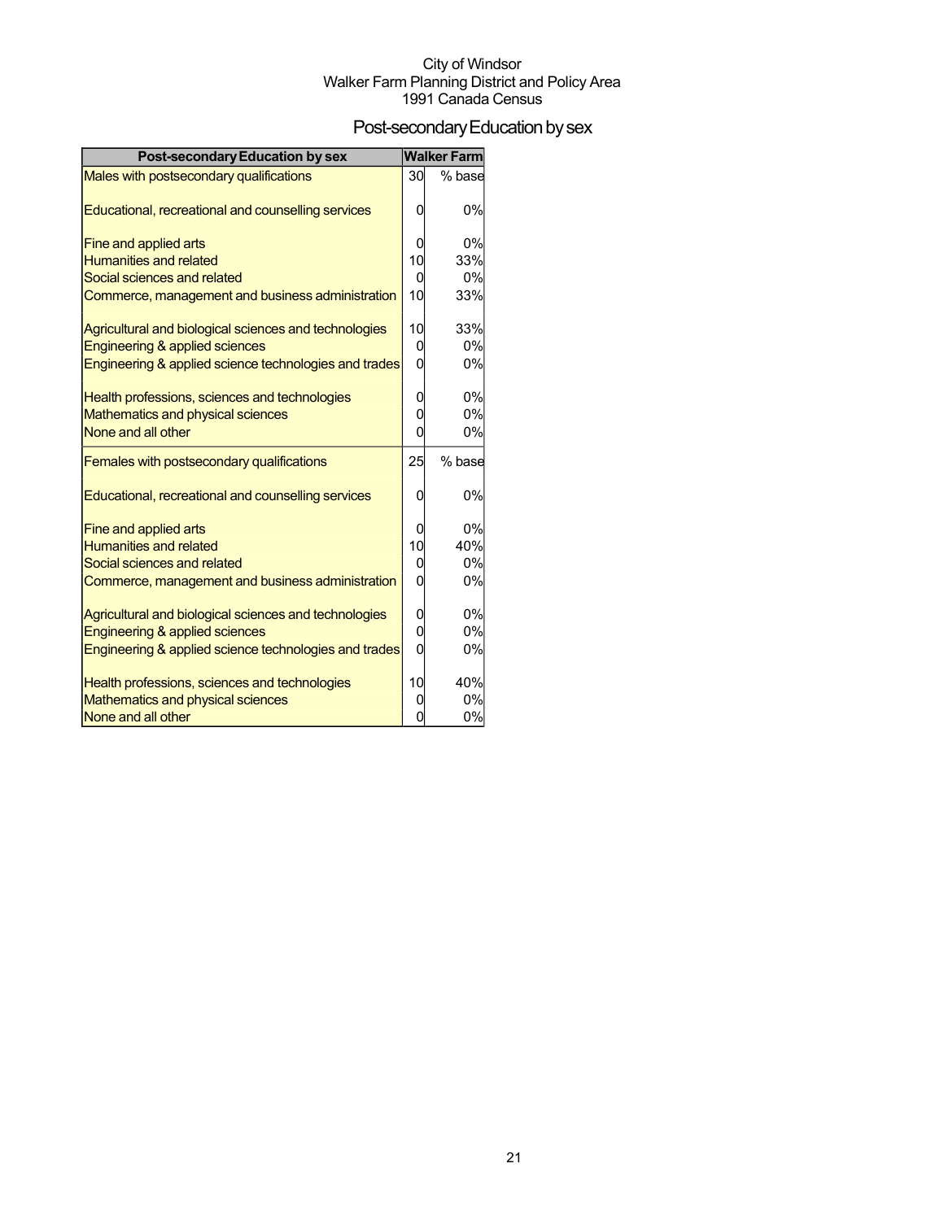City of Windsor
Walker Farm Planning District and Policy Area
1991 Canada Census

# Post-secondary Education by sex

| Post-secondary Education by sex | Walker Farm | |
|---|---|---|
| Males with postsecondary qualifications | 30 | % base |
| Educational, recreational and counselling services | 0 | 0% |
| Fine and applied arts | 0 | 0% |
| Humanities and related | 10 | 33% |
| Social sciences and related | 0 | 0% |
| Commerce, management and business administration | 10 | 33% |
| Agricultural and biological sciences and technologies | 10 | 33% |
| Engineering & applied sciences | 0 | 0% |
| Engineering & applied science technologies and trades | 0 | 0% |
| Health professions, sciences and technologies | 0 | 0% |
| Mathematics and physical sciences | 0 | 0% |
| None and all other | 0 | 0% |
| Females with postsecondary qualifications | 25 | % base |
| Educational, recreational and counselling services | 0 | 0% |
| Fine and applied arts | 0 | 0% |
| Humanities and related | 10 | 40% |
| Social sciences and related | 0 | 0% |
| Commerce, management and business administration | 0 | 0% |
| Agricultural and biological sciences and technologies | 0 | 0% |
| Engineering & applied sciences | 0 | 0% |
| Engineering & applied science technologies and trades | 0 | 0% |
| Health professions, sciences and technologies | 10 | 40% |
| Mathematics and physical sciences | 0 | 0% |
| None and all other | 0 | 0% |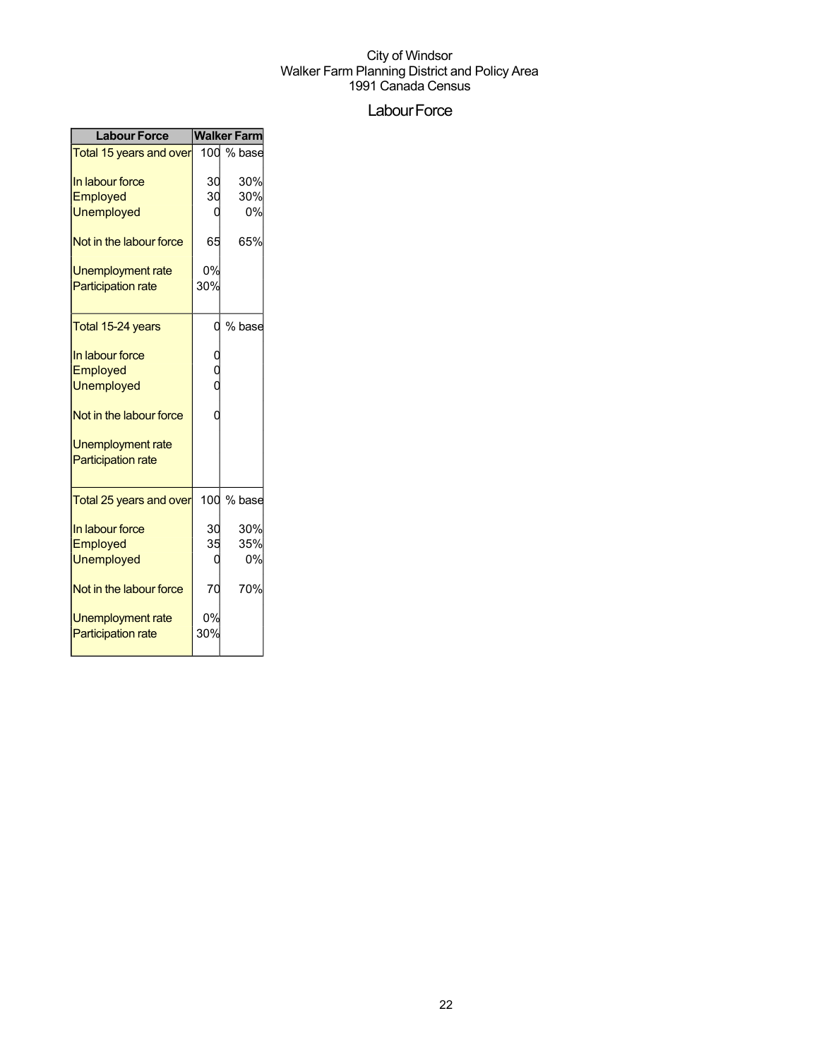City of Windsor
Walker Farm Planning District and Policy Area
1991 Canada Census

# Labour Force

| Labour Force | Walker Farm | |
|---|---|---|
| Total 15 years and over | 100 | % base |
| In labour force | 30 | 30% |
| Employed | 30 | 30% |
| Unemployed | 0 | 0% |
| Not in the labour force | 65 | 65% |
| Unemployment rate | 0% | |
| Participation rate | 30% | |
| Total 15-24 years | 0 | % base |
| In labour force | 0 | |
| Employed | 0 | |
| Unemployed | 0 | |
| Not in the labour force | 0 | |
| Unemployment rate | | |
| Participation rate | | |
| Total 25 years and over | 100 | % base |
| In labour force | 30 | 30% |
| Employed | 35 | 35% |
| Unemployed | 0 | 0% |
| Not in the labour force | 70 | 70% |
| Unemployment rate | 0% | |
| Participation rate | 30% | |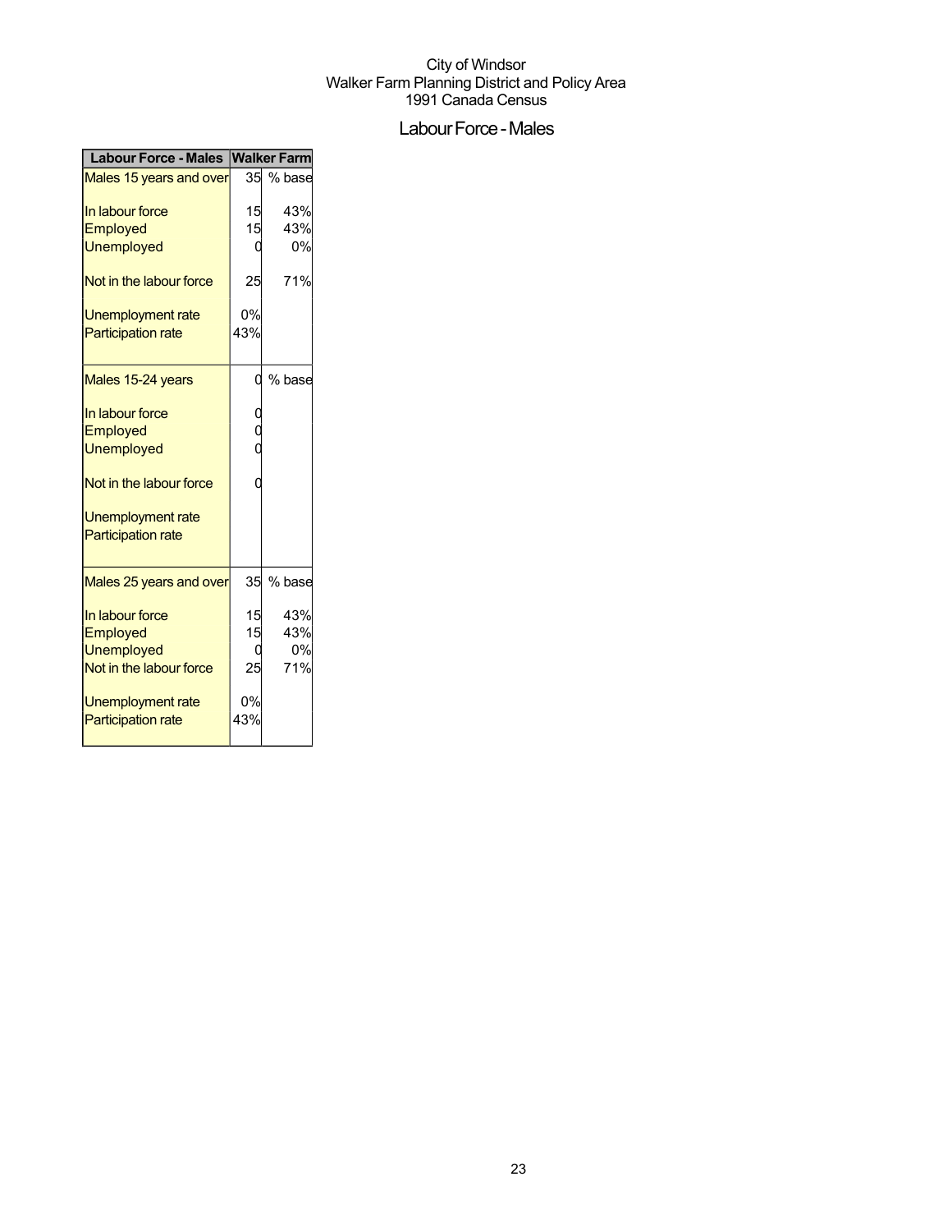City of Windsor
Walker Farm Planning District and Policy Area
1991 Canada Census

# Labour Force - Males

| Labour Force - Males | Walker Farm | |
|---|---|---|
| Males 15 years and over | 35 | % base |
| In labour force | 15 | 43% |
| Employed | 15 | 43% |
| Unemployed | 0 | 0% |
| Not in the labour force | 25 | 71% |
| Unemployment rate | 0% | |
| Participation rate | 43% | |
| Males 15-24 years | 0 | % base |
| In labour force | 0 | |
| Employed | 0 | |
| Unemployed | 0 | |
| Not in the labour force | 0 | |
| Unemployment rate | | |
| Participation rate | | |
| Males 25 years and over | 35 | % base |
| In labour force | 15 | 43% |
| Employed | 15 | 43% |
| Unemployed | 0 | 0% |
| Not in the labour force | 25 | 71% |
| Unemployment rate | 0% | |
| Participation rate | 43% | |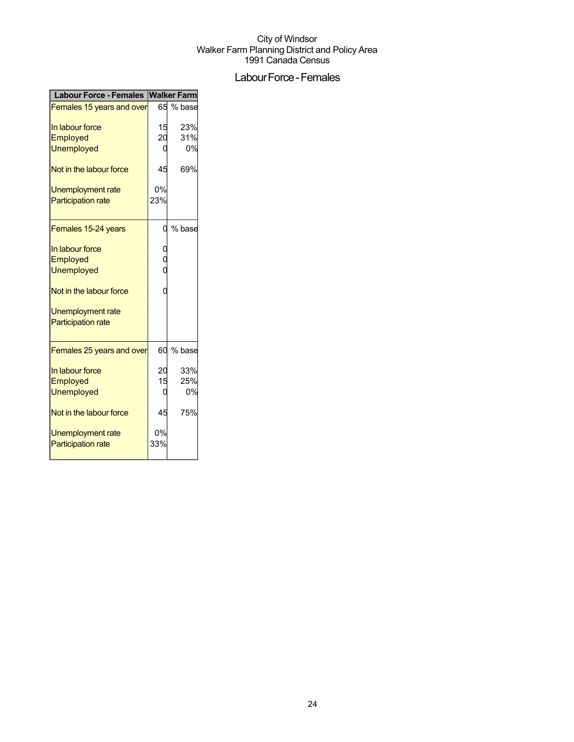City of Windsor
Walker Farm Planning District and Policy Area
1991 Canada Census

# Labour Force - Females

| Labour Force - Females | Walker Farm | |
|---|---|---|
| Females 15 years and over | 65 | % base |
| In labour force | 15 | 23% |
| Employed | 20 | 31% |
| Unemployed | 0 | 0% |
| Not in the labour force | 45 | 69% |
| Unemployment rate | 0% | |
| Participation rate | 23% | |
| Females 15-24 years | 0 | % base |
| In labour force | 0 | |
| Employed | 0 | |
| Unemployed | 0 | |
| Not in the labour force | 0 | |
| Unemployment rate | | |
| Participation rate | | |
| Females 25 years and over | 60 | % base |
| In labour force | 20 | 33% |
| Employed | 15 | 25% |
| Unemployed | 0 | 0% |
| Not in the labour force | 45 | 75% |
| Unemployment rate | 0% | |
| Participation rate | 33% | |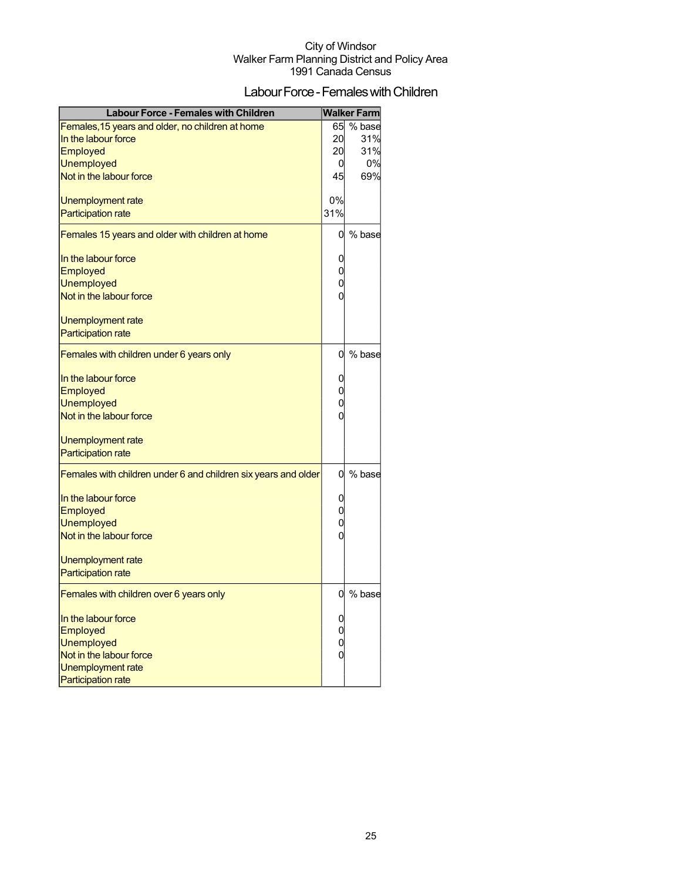City of Windsor
Walker Farm Planning District and Policy Area
1991 Canada Census

# Labour Force - Females with Children

| Labour Force - Females with Children | Walker Farm | |
|---|---|---|
| Females,15 years and older, no children at home | 65 | % base |
| In the labour force | 20 | 31% |
| Employed | 20 | 31% |
| Unemployed | 0 | 0% |
| Not in the labour force | 45 | 69% |
| Unemployment rate | 0% | |
| Participation rate | 31% | |
| Females 15 years and older with children at home | 0 | % base |
| In the labour force | 0 | |
| Employed | 0 | |
| Unemployed | 0 | |
| Not in the labour force | 0 | |
| Unemployment rate | | |
| Participation rate | | |
| Females with children under 6 years only | 0 | % base |
| In the labour force | 0 | |
| Employed | 0 | |
| Unemployed | 0 | |
| Not in the labour force | 0 | |
| Unemployment rate | | |
| Participation rate | | |
| Females with children under 6 and children six years and older | 0 | % base |
| In the labour force | 0 | |
| Employed | 0 | |
| Unemployed | 0 | |
| Not in the labour force | 0 | |
| Unemployment rate | | |
| Participation rate | | |
| Females with children over 6 years only | 0 | % base |
| In the labour force | 0 | |
| Employed | 0 | |
| Unemployed | 0 | |
| Not in the labour force | 0 | |
| Unemployment rate | | |
| Participation rate | | |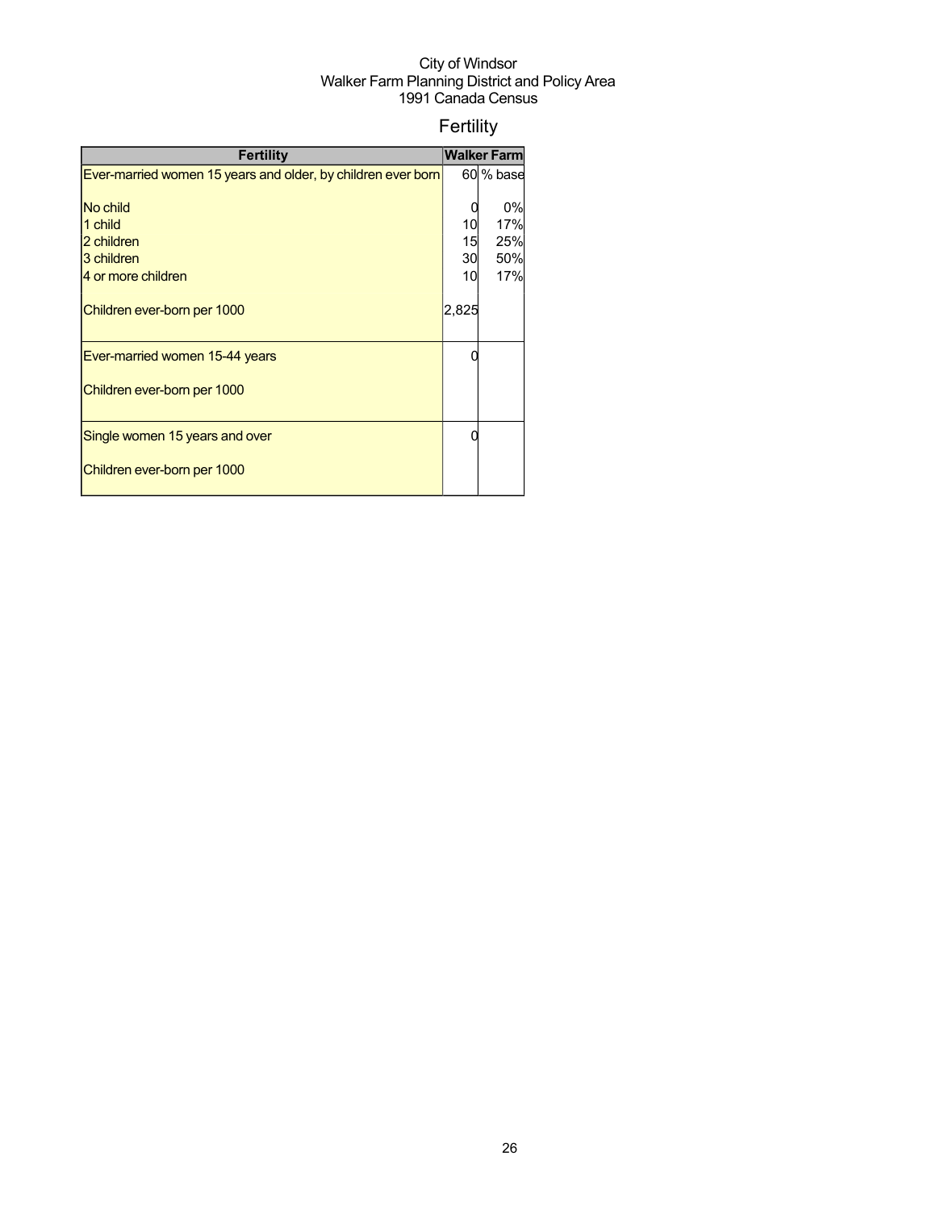City of Windsor
Walker Farm Planning District and Policy Area
1991 Canada Census

# Fertility

| Fertility | Walker Farm | |
|---|---|---|
| Ever-married women 15 years and older, by children ever born | 60 | % base |
| No child | 0 | 0% |
| 1 child | 10 | 17% |
| 2 children | 15 | 25% |
| 3 children | 30 | 50% |
| 4 or more children | 10 | 17% |
| Children ever-born per 1000 | 2,825 | |
| Ever-married women 15-44 years | 0 | |
| Children ever-born per 1000 | | |
| Single women 15 years and over | 0 | |
| Children ever-born per 1000 | | |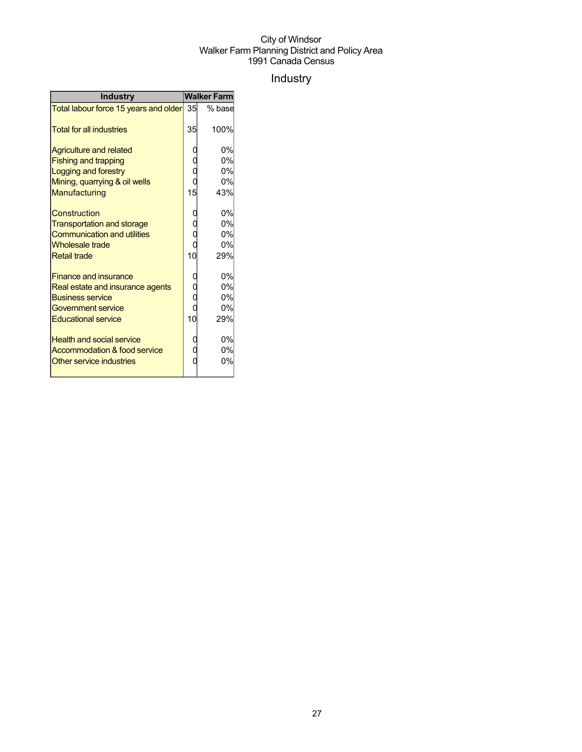City of Windsor
Walker Farm Planning District and Policy Area
1991 Canada Census

# Industry

| Industry | Walker Farm | |
|---|---|---|
| Total labour force 15 years and older | 35 | % base |
| Total for all industries | 35 | 100% |
| Agriculture and related | 0 | 0% |
| Fishing and trapping | 0 | 0% |
| Logging and forestry | 0 | 0% |
| Mining, quarrying & oil wells | 0 | 0% |
| Manufacturing | 15 | 43% |
| Construction | 0 | 0% |
| Transportation and storage | 0 | 0% |
| Communication and utilities | 0 | 0% |
| Wholesale trade | 0 | 0% |
| Retail trade | 10 | 29% |
| Finance and insurance | 0 | 0% |
| Real estate and insurance agents | 0 | 0% |
| Business service | 0 | 0% |
| Government service | 0 | 0% |
| Educational service | 10 | 29% |
| Health and social service | 0 | 0% |
| Accommodation & food service | 0 | 0% |
| Other service industries | 0 | 0% |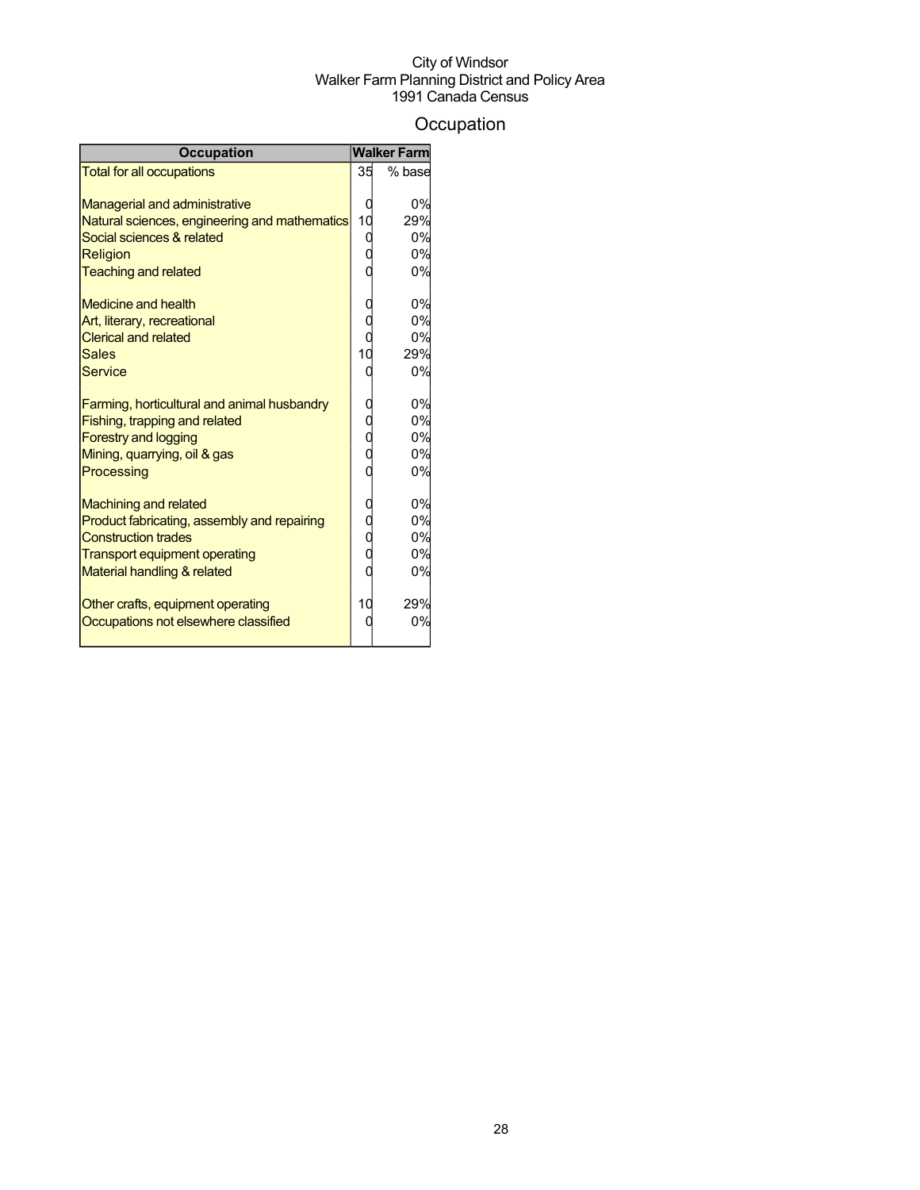City of Windsor
Walker Farm Planning District and Policy Area
1991 Canada Census

# Occupation

| Occupation | Walker Farm | |
|---|---|---|
| Total for all occupations | 35 | % base |
| Managerial and administrative | 0 | 0% |
| Natural sciences, engineering and mathematics | 10 | 29% |
| Social sciences & related | 0 | 0% |
| Religion | 0 | 0% |
| Teaching and related | 0 | 0% |
| Medicine and health | 0 | 0% |
| Art, literary, recreational | 0 | 0% |
| Clerical and related | 0 | 0% |
| Sales | 10 | 29% |
| Service | 0 | 0% |
| Farming, horticultural and animal husbandry | 0 | 0% |
| Fishing, trapping and related | 0 | 0% |
| Forestry and logging | 0 | 0% |
| Mining, quarrying, oil & gas | 0 | 0% |
| Processing | 0 | 0% |
| Machining and related | 0 | 0% |
| Product fabricating, assembly and repairing | 0 | 0% |
| Construction trades | 0 | 0% |
| Transport equipment operating | 0 | 0% |
| Material handling & related | 0 | 0% |
| Other crafts, equipment operating | 10 | 29% |
| Occupations not elsewhere classified | 0 | 0% |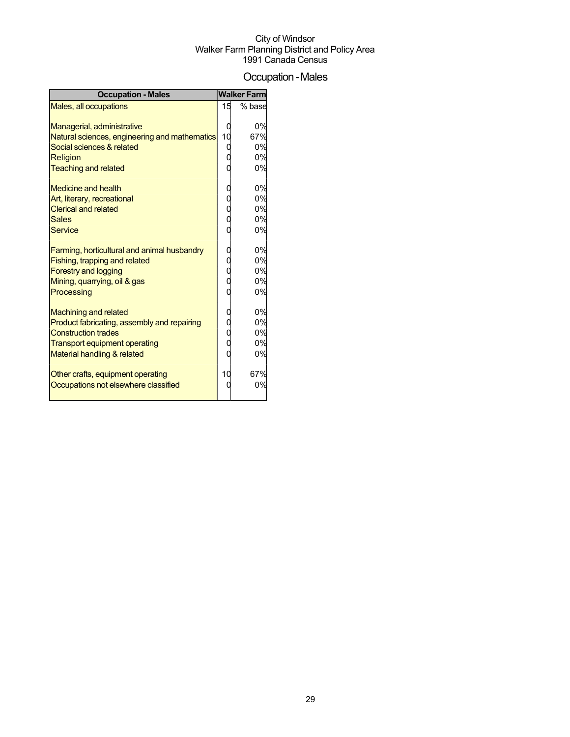City of Windsor
Walker Farm Planning District and Policy Area
1991 Canada Census

# Occupation - Males

| Occupation - Males | Walker Farm | |
|---|---|---|
| Males, all occupations | 15 | % base |
| | | |
| Managerial, administrative | 0 | 0% |
| Natural sciences, engineering and mathematics | 10 | 67% |
| Social sciences & related | 0 | 0% |
| Religion | 0 | 0% |
| Teaching and related | 0 | 0% |
| | | |
| Medicine and health | 0 | 0% |
| Art, literary, recreational | 0 | 0% |
| Clerical and related | 0 | 0% |
| Sales | 0 | 0% |
| Service | 0 | 0% |
| | | |
| Farming, horticultural and animal husbandry | 0 | 0% |
| Fishing, trapping and related | 0 | 0% |
| Forestry and logging | 0 | 0% |
| Mining, quarrying, oil & gas | 0 | 0% |
| Processing | 0 | 0% |
| | | |
| Machining and related | 0 | 0% |
| Product fabricating, assembly and repairing | 0 | 0% |
| Construction trades | 0 | 0% |
| Transport equipment operating | 0 | 0% |
| Material handling & related | 0 | 0% |
| | | |
| Other crafts, equipment operating | 10 | 67% |
| Occupations not elsewhere classified | 0 | 0% |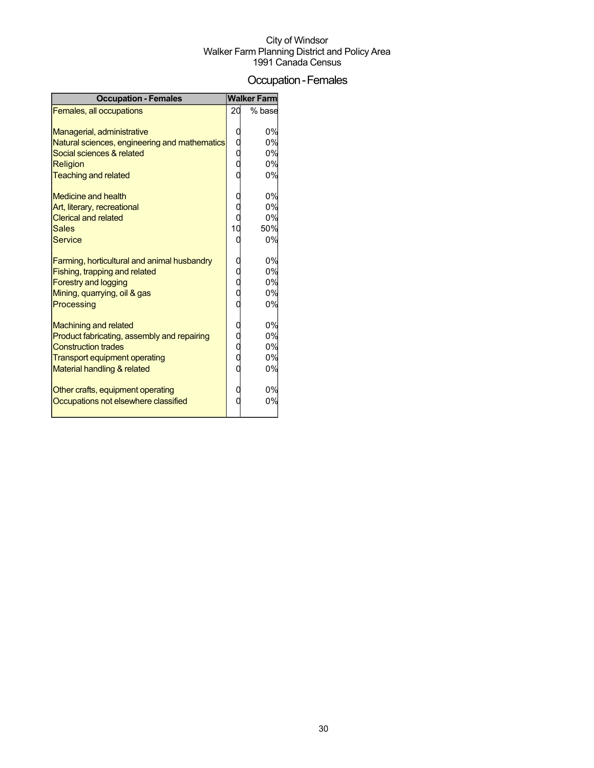City of Windsor
Walker Farm Planning District and Policy Area
1991 Canada Census

# Occupation - Females

| Occupation - Females | Walker Farm | |
|---|---|---|
| Females, all occupations | 20 | % base |
| Managerial, administrative | 0 | 0% |
| Natural sciences, engineering and mathematics | 0 | 0% |
| Social sciences & related | 0 | 0% |
| Religion | 0 | 0% |
| Teaching and related | 0 | 0% |
| Medicine and health | 0 | 0% |
| Art, literary, recreational | 0 | 0% |
| Clerical and related | 0 | 0% |
| Sales | 10 | 50% |
| Service | 0 | 0% |
| Farming, horticultural and animal husbandry | 0 | 0% |
| Fishing, trapping and related | 0 | 0% |
| Forestry and logging | 0 | 0% |
| Mining, quarrying, oil & gas | 0 | 0% |
| Processing | 0 | 0% |
| Machining and related | 0 | 0% |
| Product fabricating, assembly and repairing | 0 | 0% |
| Construction trades | 0 | 0% |
| Transport equipment operating | 0 | 0% |
| Material handling & related | 0 | 0% |
| Other crafts, equipment operating | 0 | 0% |
| Occupations not elsewhere classified | 0 | 0% |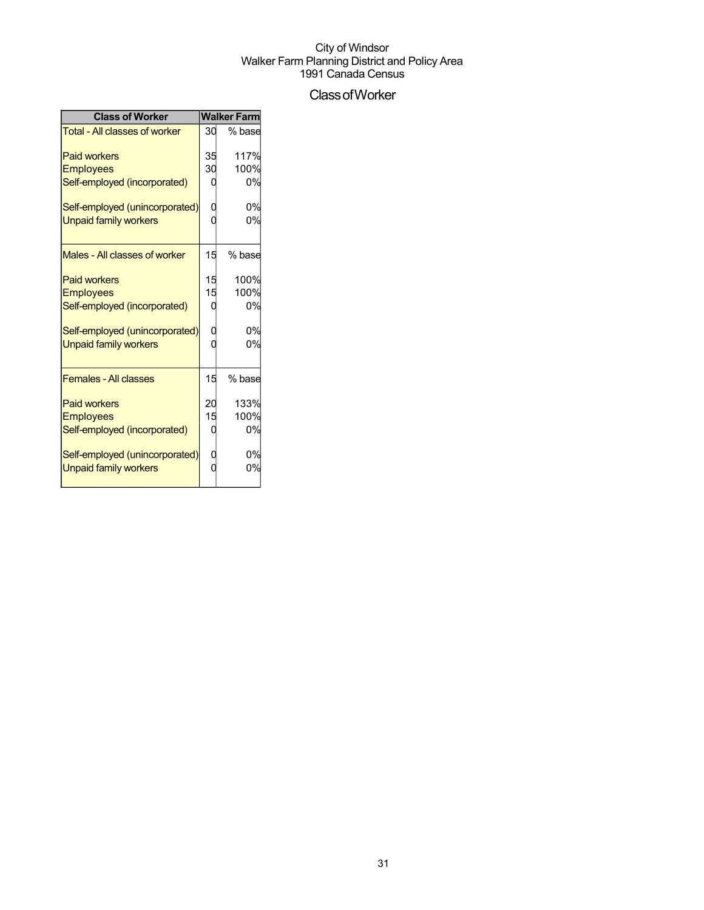City of Windsor
Walker Farm Planning District and Policy Area
1991 Canada Census

# Class of Worker

| Class of Worker | Walker Farm | |
|---|---|---|
| Total - All classes of worker | 30 | % base |
| Paid workers | 35 | 117% |
| Employees | 30 | 100% |
| Self-employed (incorporated) | 0 | 0% |
| Self-employed (unincorporated) | 0 | 0% |
| Unpaid family workers | 0 | 0% |
| Males - All classes of worker | 15 | % base |
| Paid workers | 15 | 100% |
| Employees | 15 | 100% |
| Self-employed (incorporated) | 0 | 0% |
| Self-employed (unincorporated) | 0 | 0% |
| Unpaid family workers | 0 | 0% |
| Females - All classes | 15 | % base |
| Paid workers | 20 | 133% |
| Employees | 15 | 100% |
| Self-employed (incorporated) | 0 | 0% |
| Self-employed (unincorporated) | 0 | 0% |
| Unpaid family workers | 0 | 0% |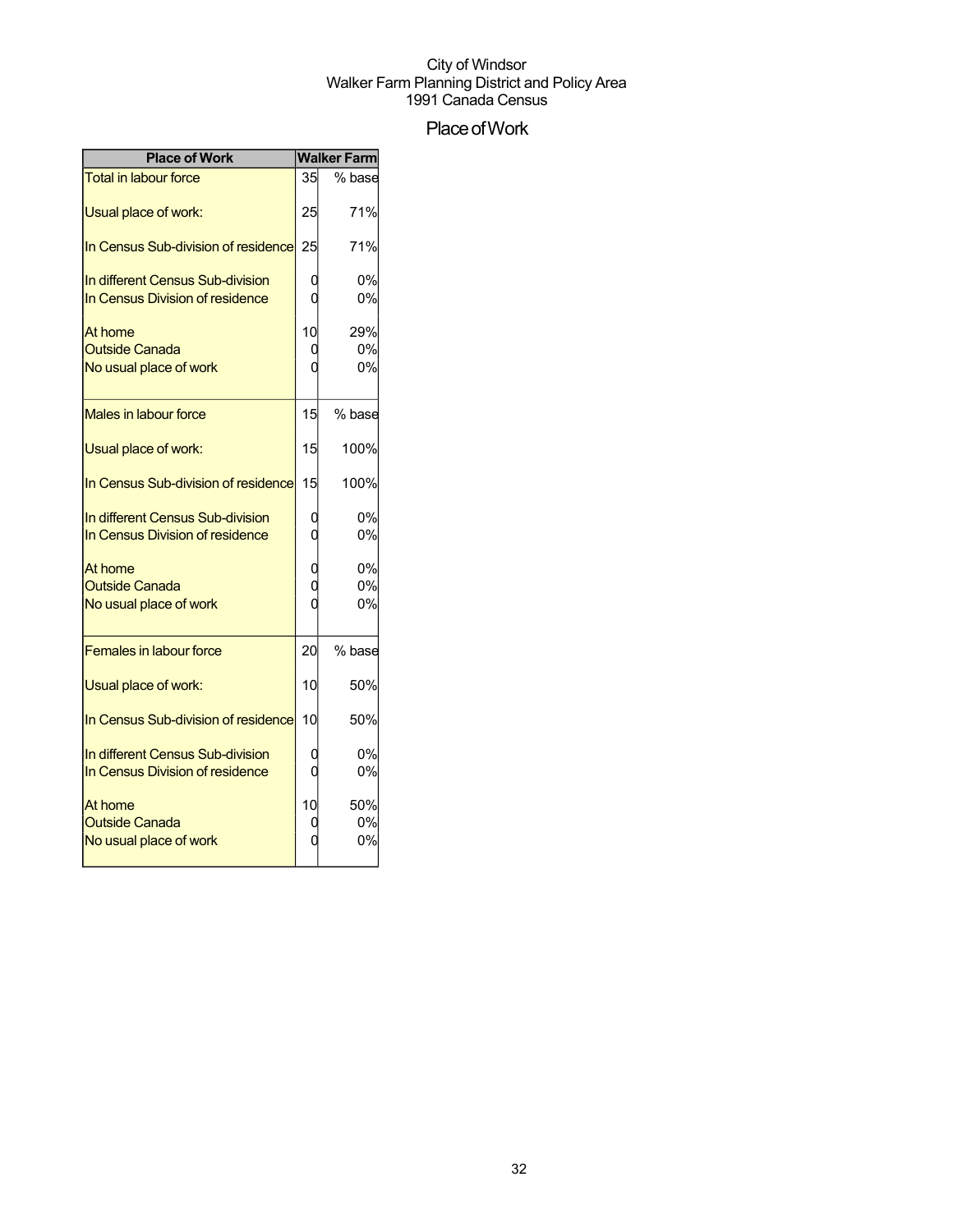City of Windsor
Walker Farm Planning District and Policy Area
1991 Canada Census

# Place of Work

| Place of Work | Walker Farm | |
|---|---|---|
| Total in labour force | 35 | % base |
| Usual place of work: | 25 | 71% |
| In Census Sub-division of residence | 25 | 71% |
| In different Census Sub-division | 0 | 0% |
| In Census Division of residence | 0 | 0% |
| At home | 10 | 29% |
| Outside Canada | 0 | 0% |
| No usual place of work | 0 | 0% |
| Males in labour force | 15 | % base |
| Usual place of work: | 15 | 100% |
| In Census Sub-division of residence | 15 | 100% |
| In different Census Sub-division | 0 | 0% |
| In Census Division of residence | 0 | 0% |
| At home | 0 | 0% |
| Outside Canada | 0 | 0% |
| No usual place of work | 0 | 0% |
| Females in labour force | 20 | % base |
| Usual place of work: | 10 | 50% |
| In Census Sub-division of residence | 10 | 50% |
| In different Census Sub-division | 0 | 0% |
| In Census Division of residence | 0 | 0% |
| At home | 10 | 50% |
| Outside Canada | 0 | 0% |
| No usual place of work | 0 | 0% |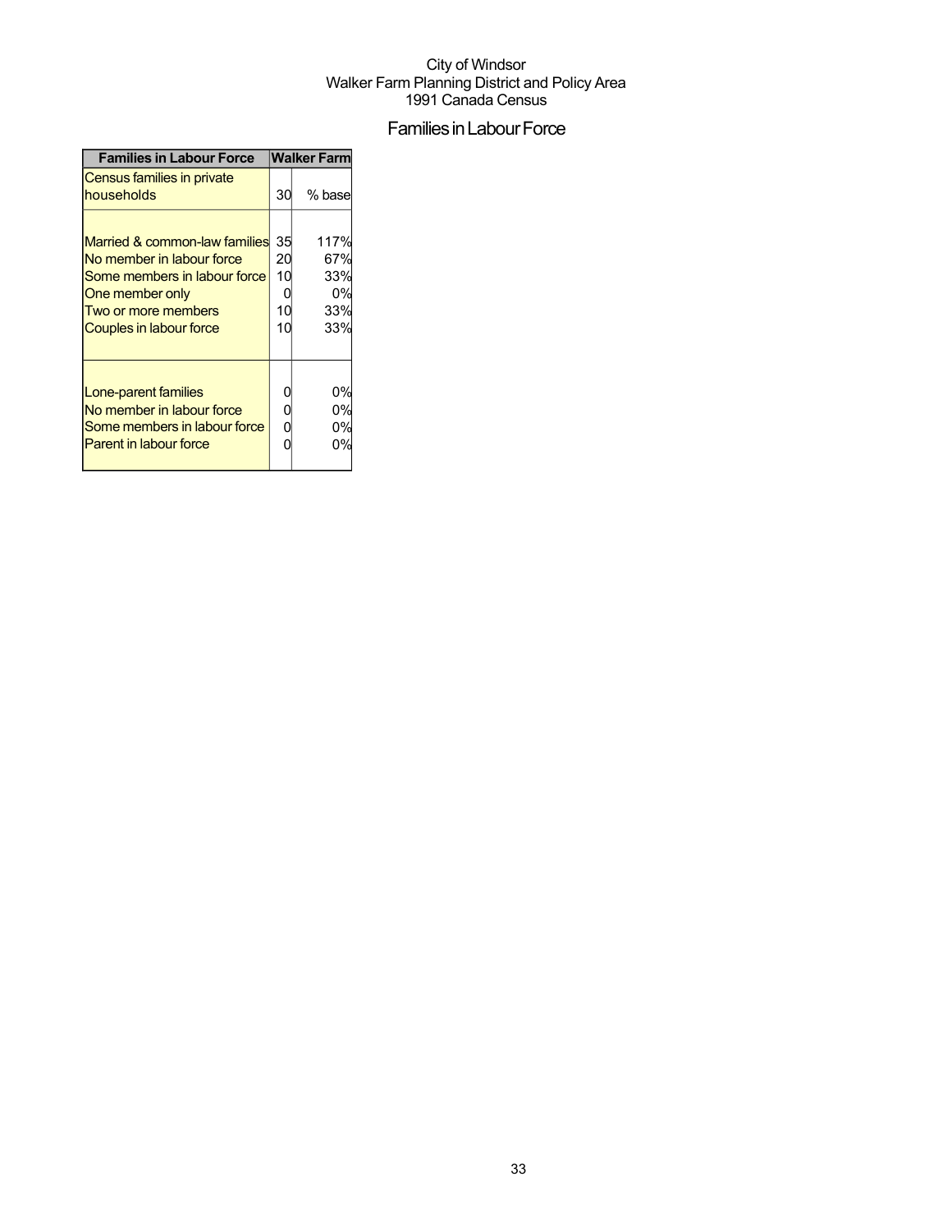City of Windsor
Walker Farm Planning District and Policy Area
1991 Canada Census

# Families in Labour Force

| Families in Labour Force | Walker Farm | |
|---|---|---|
| Census families in private households | 30 | % base |
| Married & common-law families | 35 | 117% |
| No member in labour force | 20 | 67% |
| Some members in labour force | 10 | 33% |
| One member only | 0 | 0% |
| Two or more members | 10 | 33% |
| Couples in labour force | 10 | 33% |
| Lone-parent families | 0 | 0% |
| No member in labour force | 0 | 0% |
| Some members in labour force | 0 | 0% |
| Parent in labour force | 0 | 0% |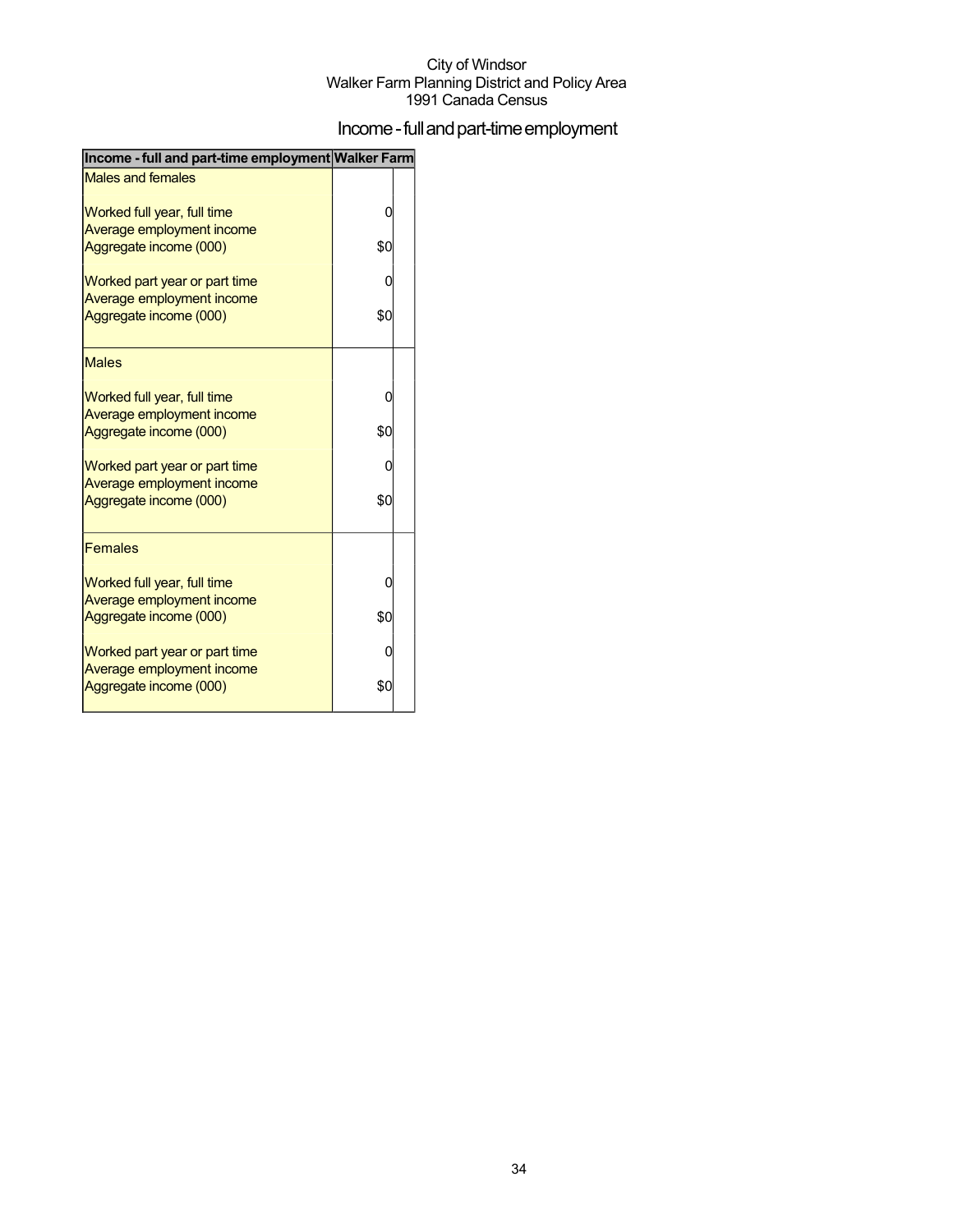City of Windsor
Walker Farm Planning District and Policy Area
1991 Canada Census

# Income - full and part-time employment

| Income - full and part-time employment | Walker Farm |
|---|---|
| Males and females | |
| Worked full year, full time | 0 |
| Average employment income | |
| Aggregate income (000) | $0 |
| Worked part year or part time | 0 |
| Average employment income | |
| Aggregate income (000) | $0 |
| Males | |
| Worked full year, full time | 0 |
| Average employment income | |
| Aggregate income (000) | $0 |
| Worked part year or part time | 0 |
| Average employment income | |
| Aggregate income (000) | $0 |
| Females | |
| Worked full year, full time | 0 |
| Average employment income | |
| Aggregate income (000) | $0 |
| Worked part year or part time | 0 |
| Average employment income | |
| Aggregate income (000) | $0 |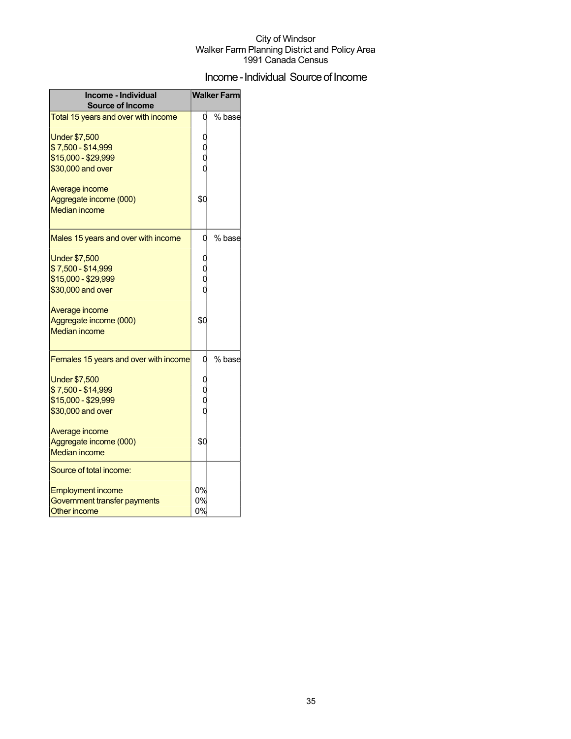City of Windsor
Walker Farm Planning District and Policy Area
1991 Canada Census

# Income - Individual Source of Income

| Income - Individual Source of Income | Walker Farm | |
|---|---|---|
| Total 15 years and over with income | 0 | % base |
| Under $7,500 | 0 | |
| $ 7,500 - $14,999 | 0 | |
| $15,000 - $29,999 | 0 | |
| $30,000 and over | 0 | |
| Average income | | |
| Aggregate income (000) | $0 | |
| Median income | | |
| Males 15 years and over with income | 0 | % base |
| Under $7,500 | 0 | |
| $ 7,500 - $14,999 | 0 | |
| $15,000 - $29,999 | 0 | |
| $30,000 and over | 0 | |
| Average income | | |
| Aggregate income (000) | $0 | |
| Median income | | |
| Females 15 years and over with income | 0 | % base |
| Under $7,500 | 0 | |
| $ 7,500 - $14,999 | 0 | |
| $15,000 - $29,999 | 0 | |
| $30,000 and over | 0 | |
| Average income | | |
| Aggregate income (000) | $0 | |
| Median income | | |
| Source of total income: | | |
| Employment income | 0% | |
| Government transfer payments | 0% | |
| Other income | 0% | |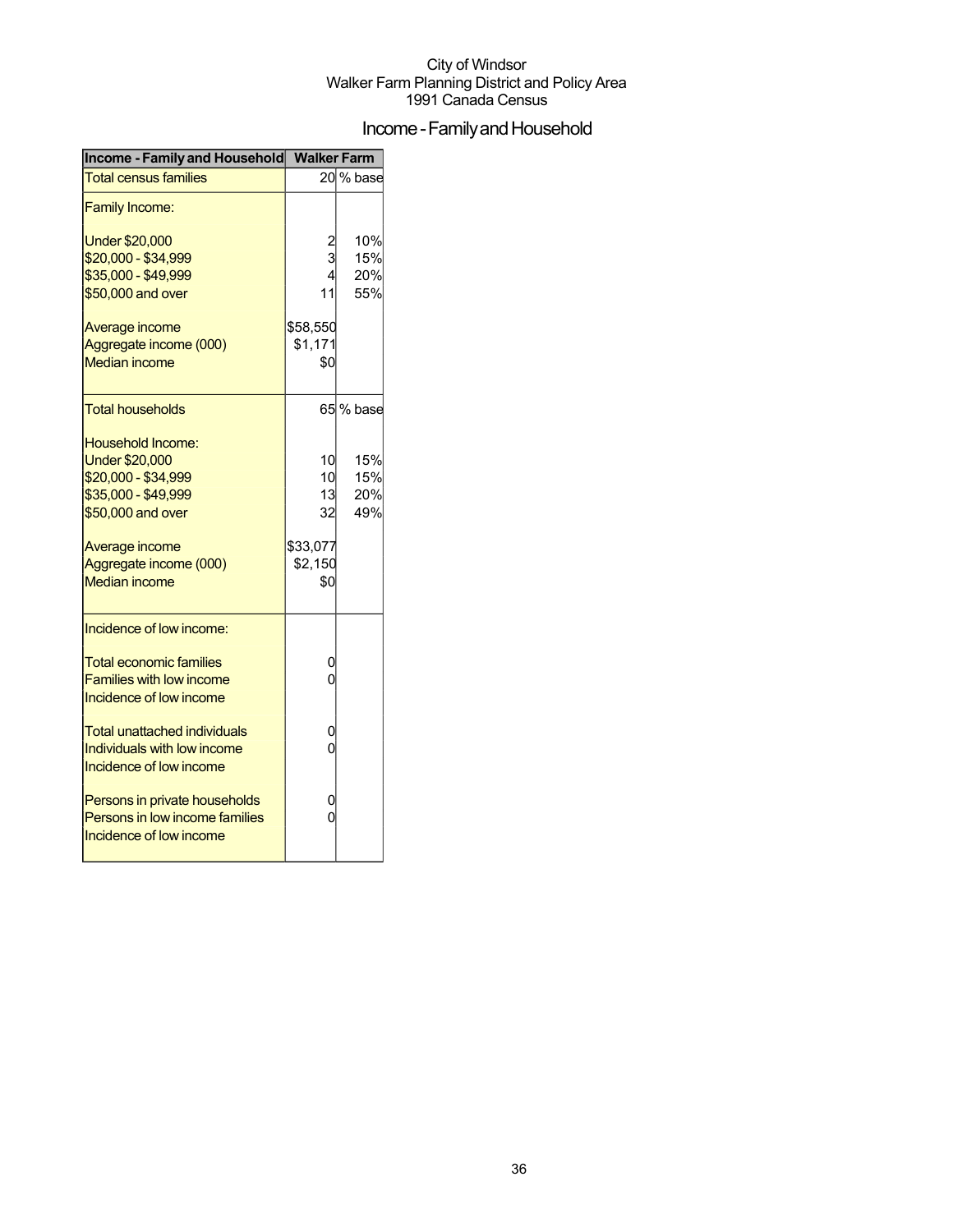City of Windsor
Walker Farm Planning District and Policy Area
1991 Canada Census

# Income - Family and Household

| Income - Family and Household | Walker Farm | |
|---|---|---|
| Total census families | 20 | % base |
| Family Income: | | |
| Under $20,000 | 2 | 10% |
| $20,000 - $34,999 | 3 | 15% |
| $35,000 - $49,999 | 4 | 20% |
| $50,000 and over | 11 | 55% |
| Average income | $58,550 | |
| Aggregate income (000) | $1,171 | |
| Median income | $0 | |
| Total households | 65 | % base |
| Household Income: | | |
| Under $20,000 | 10 | 15% |
| $20,000 - $34,999 | 10 | 15% |
| $35,000 - $49,999 | 13 | 20% |
| $50,000 and over | 32 | 49% |
| Average income | $33,077 | |
| Aggregate income (000) | $2,150 | |
| Median income | $0 | |
| Incidence of low income: | | |
| Total economic families | 0 | |
| Families with low income | 0 | |
| Incidence of low income | | |
| Total unattached individuals | 0 | |
| Individuals with low income | 0 | |
| Incidence of low income | | |
| Persons in private households | 0 | |
| Persons in low income families | 0 | |
| Incidence of low income | | |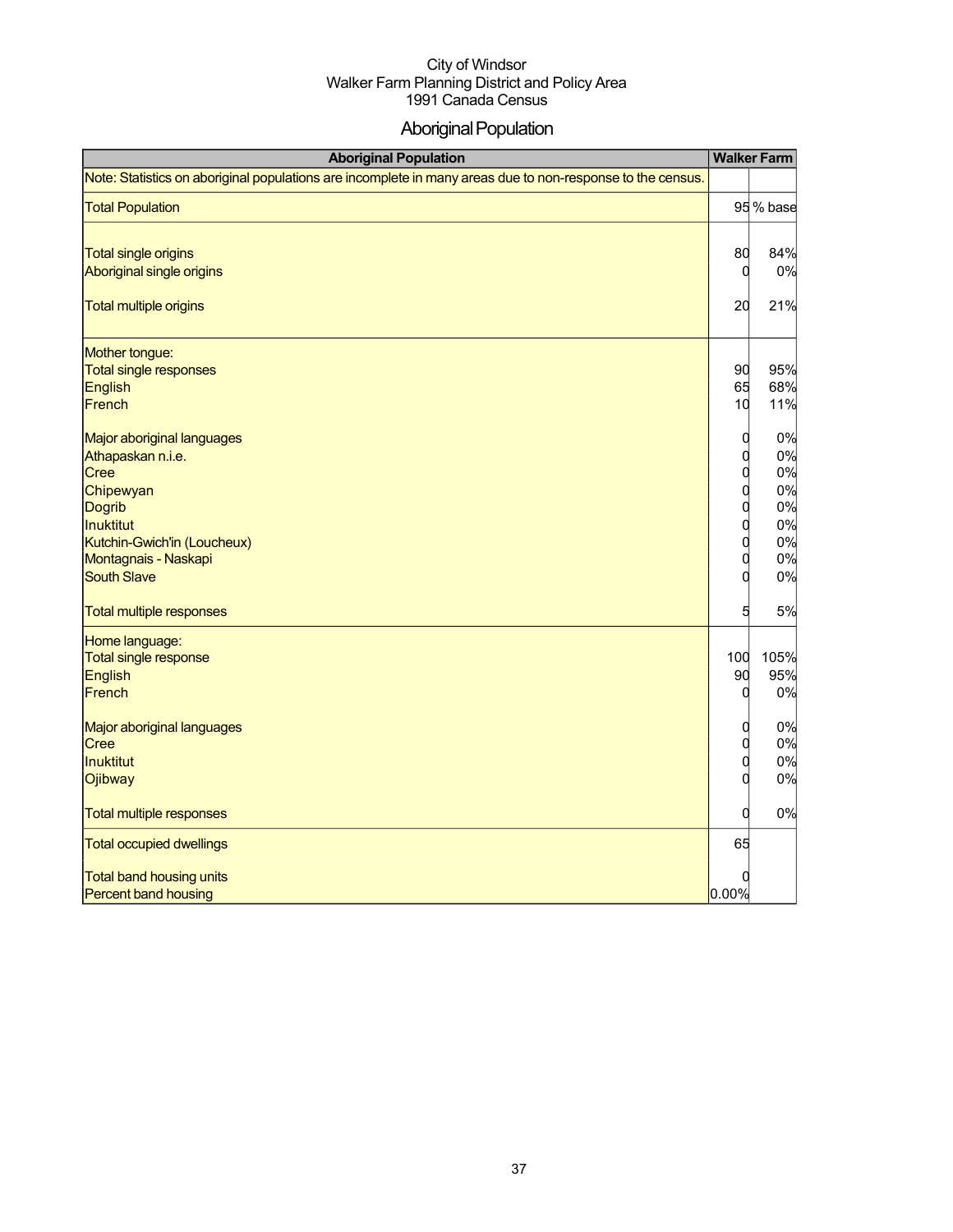City of Windsor
Walker Farm Planning District and Policy Area
1991 Canada Census

# Aboriginal Population

| Aboriginal Population | Walker Farm | |
|---|---|---|
| Note: Statistics on aboriginal populations are incomplete in many areas due to non-response to the census. | | |
| Total Population | 95 | % base |
| Total single origins | 80 | 84% |
| Aboriginal single origins | 0 | 0% |
| Total multiple origins | 20 | 21% |
| Mother tongue: | | |
| Total single responses | 90 | 95% |
| English | 65 | 68% |
| French | 10 | 11% |
| Major aboriginal languages | 0 | 0% |
| Athapaskan n.i.e. | 0 | 0% |
| Cree | 0 | 0% |
| Chipewyan | 0 | 0% |
| Dogrib | 0 | 0% |
| Inuktitut | 0 | 0% |
| Kutchin-Gwich'in (Loucheux) | 0 | 0% |
| Montagnais - Naskapi | 0 | 0% |
| South Slave | 0 | 0% |
| Total multiple responses | 5 | 5% |
| Home language: | | |
| Total single response | 100 | 105% |
| English | 90 | 95% |
| French | 0 | 0% |
| Major aboriginal languages | 0 | 0% |
| Cree | 0 | 0% |
| Inuktitut | 0 | 0% |
| Ojibway | 0 | 0% |
| Total multiple responses | 0 | 0% |
| Total occupied dwellings | 65 | |
| Total band housing units | 0 | |
| Percent band housing | 0.00% | |